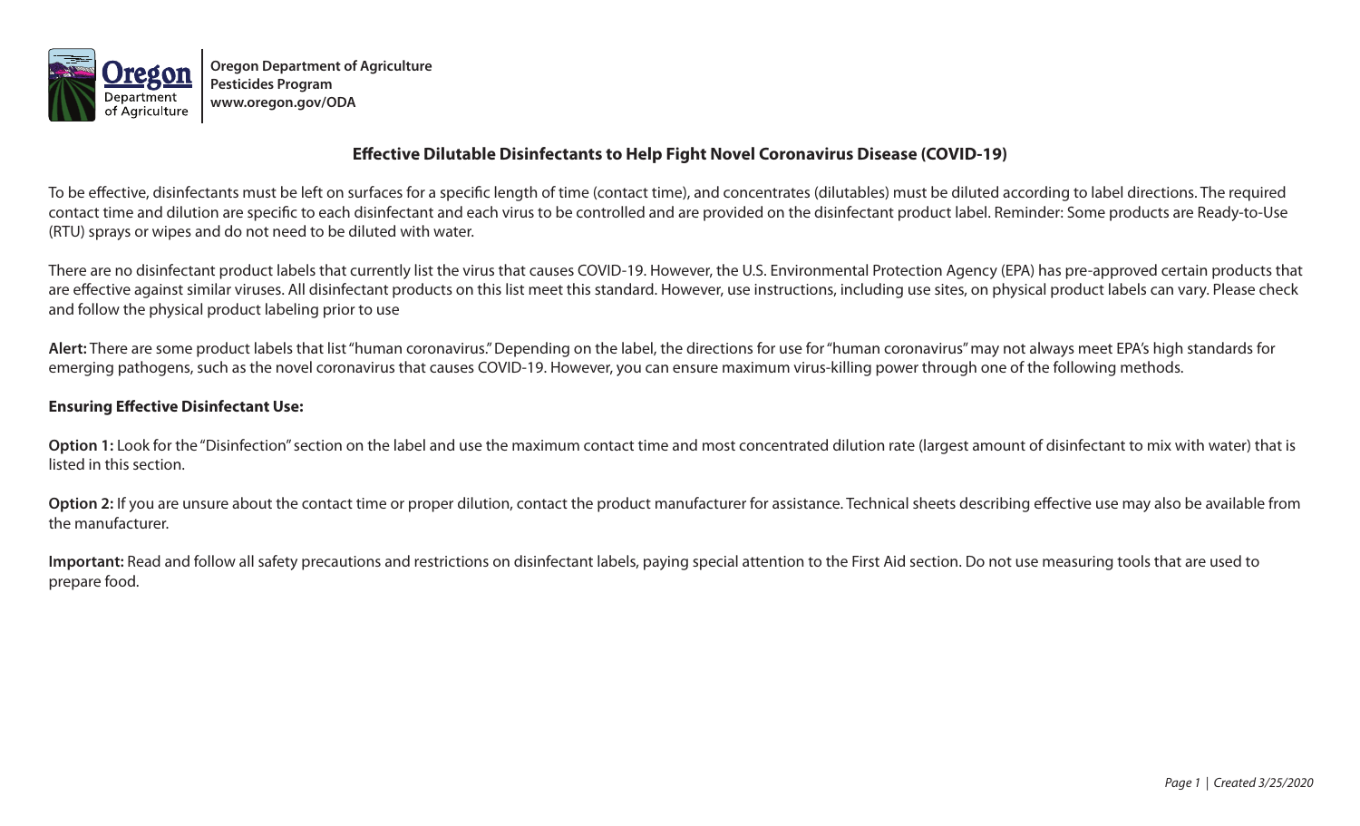Oregon Department of Agriculture
Pesticides Program
www.oregon.gov/ODA

# Effective Dilutable Disinfectants to Help Fight Novel Coronavirus Disease (COVID-19)

To be effective, disinfectants must be left on surfaces for a specific length of time (contact time), and concentrates (dilutables) must be diluted according to label directions. The required contact time and dilution are specific to each disinfectant and each virus to be controlled and are provided on the disinfectant product label. Reminder: Some products are Ready-to-Use (RTU) sprays or wipes and do not need to be diluted with water.

There are no disinfectant product labels that currently list the virus that causes COVID-19. However, the U.S. Environmental Protection Agency (EPA) has pre-approved certain products that are effective against similar viruses. All disinfectant products on this list meet this standard. However, use instructions, including use sites, on physical product labels can vary. Please check and follow the physical product labeling prior to use

**Alert:** There are some product labels that list "human coronavirus." Depending on the label, the directions for use for "human coronavirus" may not always meet EPA's high standards for emerging pathogens, such as the novel coronavirus that causes COVID-19. However, you can ensure maximum virus-killing power through one of the following methods.

**Ensuring Effective Disinfectant Use:**

**Option 1:** Look for the "Disinfection" section on the label and use the maximum contact time and most concentrated dilution rate (largest amount of disinfectant to mix with water) that is listed in this section.

**Option 2:** If you are unsure about the contact time or proper dilution, contact the product manufacturer for assistance. Technical sheets describing effective use may also be available from the manufacturer.

**Important:** Read and follow all safety precautions and restrictions on disinfectant labels, paying special attention to the First Aid section. Do not use measuring tools that are used to prepare food.

*Created 3/25/2020*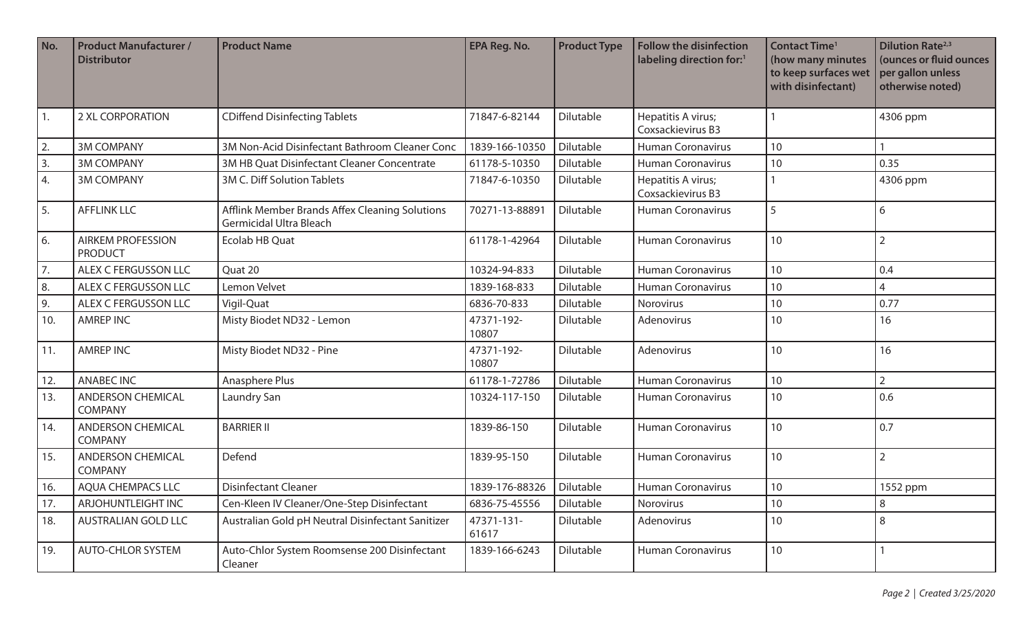| No. | Product Manufacturer / Distributor | Product Name | EPA Reg. No. | Product Type | Follow the disinfection labeling direction for:[1] | Contact Time[1] (how many minutes to keep surfaces wet with disinfectant) | Dilution Rate[2,3] (ounces or fluid ounces per gallon unless otherwise noted) |
|---|---|---|---|---|---|---|---|
| 1. | 2 XL CORPORATION | CDiffend Disinfecting Tablets | 71847-6-82144 | Dilutable | Hepatitis A virus; Coxsackievirus B3 | 1 | 4306 ppm |
| 2. | 3M COMPANY | 3M Non-Acid Disinfectant Bathroom Cleaner Conc | 1839-166-10350 | Dilutable | Human Coronavirus | 10 | 1 |
| 3. | 3M COMPANY | 3M HB Quat Disinfectant Cleaner Concentrate | 61178-5-10350 | Dilutable | Human Coronavirus | 10 | 0.35 |
| 4. | 3M COMPANY | 3M C. Diff Solution Tablets | 71847-6-10350 | Dilutable | Hepatitis A virus; Coxsackievirus B3 | 1 | 4306 ppm |
| 5. | AFFLINK LLC | Afflink Member Brands Affex Cleaning Solutions Germicidal Ultra Bleach | 70271-13-88891 | Dilutable | Human Coronavirus | 5 | 6 |
| 6. | AIRKEM PROFESSION PRODUCT | Ecolab HB Quat | 61178-1-42964 | Dilutable | Human Coronavirus | 10 | 2 |
| 7. | ALEX C FERGUSSON LLC | Quat 20 | 10324-94-833 | Dilutable | Human Coronavirus | 10 | 0.4 |
| 8. | ALEX C FERGUSSON LLC | Lemon Velvet | 1839-168-833 | Dilutable | Human Coronavirus | 10 | 4 |
| 9. | ALEX C FERGUSSON LLC | Vigil-Quat | 6836-70-833 | Dilutable | Norovirus | 10 | 0.77 |
| 10. | AMREP INC | Misty Biodet ND32 - Lemon | 47371-192-10807 | Dilutable | Adenovirus | 10 | 16 |
| 11. | AMREP INC | Misty Biodet ND32 - Pine | 47371-192-10807 | Dilutable | Adenovirus | 10 | 16 |
| 12. | ANABEC INC | Anasphere Plus | 61178-1-72786 | Dilutable | Human Coronavirus | 10 | 2 |
| 13. | ANDERSON CHEMICAL COMPANY | Laundry San | 10324-117-150 | Dilutable | Human Coronavirus | 10 | 0.6 |
| 14. | ANDERSON CHEMICAL COMPANY | BARRIER II | 1839-86-150 | Dilutable | Human Coronavirus | 10 | 0.7 |
| 15. | ANDERSON CHEMICAL COMPANY | Defend | 1839-95-150 | Dilutable | Human Coronavirus | 10 | 2 |
| 16. | AQUA CHEMPACS LLC | Disinfectant Cleaner | 1839-176-88326 | Dilutable | Human Coronavirus | 10 | 1552 ppm |
| 17. | ARJOHUNTLEIGHT INC | Cen-Kleen IV Cleaner/One-Step Disinfectant | 6836-75-45556 | Dilutable | Norovirus | 10 | 8 |
| 18. | AUSTRALIAN GOLD LLC | Australian Gold pH Neutral Disinfectant Sanitizer | 47371-131-61617 | Dilutable | Adenovirus | 10 | 8 |
| 19. | AUTO-CHLOR SYSTEM | Auto-Chlor System Roomsense 200 Disinfectant Cleaner | 1839-166-6243 | Dilutable | Human Coronavirus | 10 | 1 |

*Created 3/25/2020*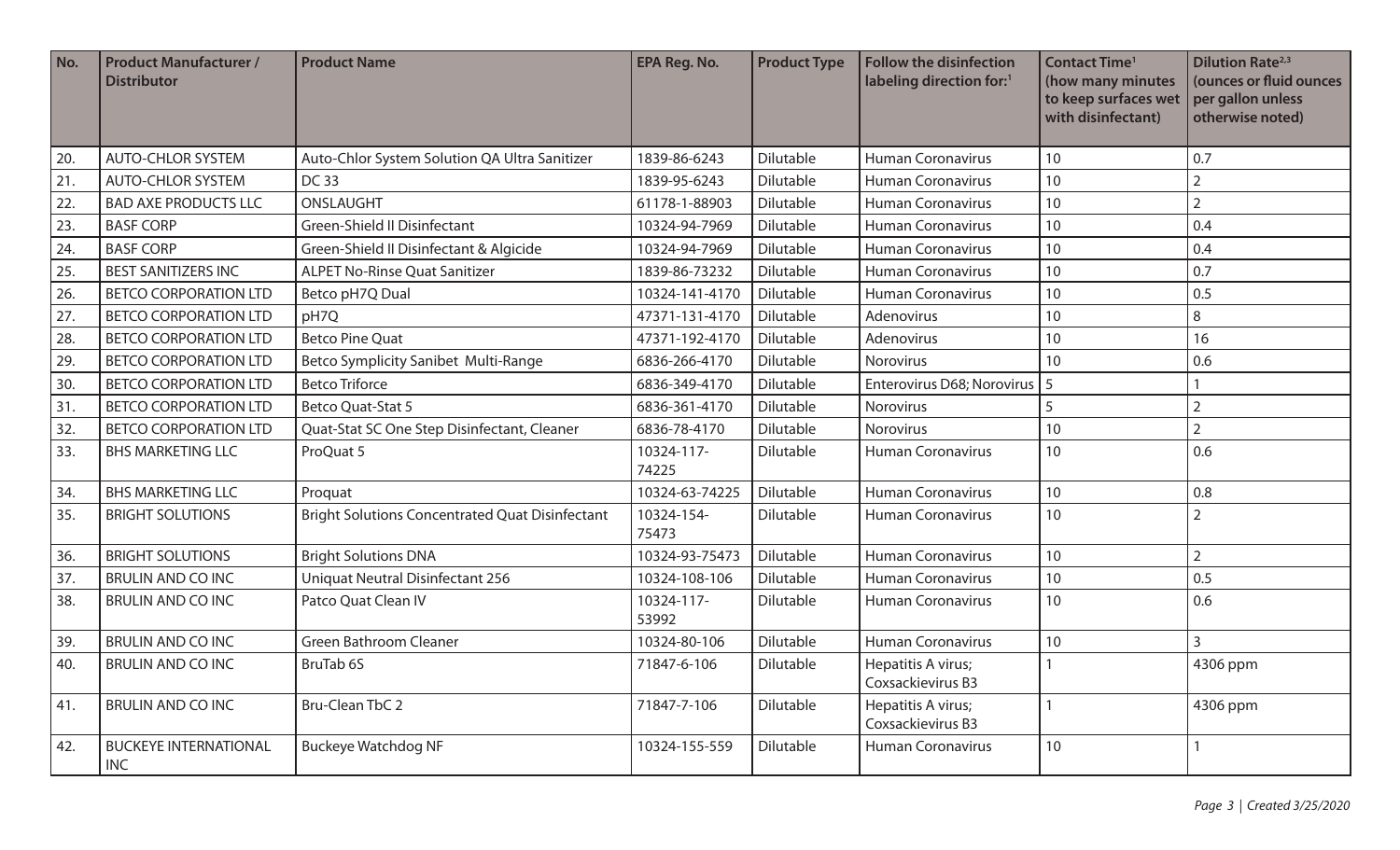| No. | Product Manufacturer / Distributor | Product Name | EPA Reg. No. | Product Type | Follow the disinfection labeling direction for:[1] | Contact Time[1] (how many minutes to keep surfaces wet with disinfectant) | Dilution Rate[2,3] (ounces or fluid ounces per gallon unless otherwise noted) |
|---|---|---|---|---|---|---|---|
| 20. | AUTO-CHLOR SYSTEM | Auto-Chlor System Solution QA Ultra Sanitizer | 1839-86-6243 | Dilutable | Human Coronavirus | 10 | 0.7 |
| 21. | AUTO-CHLOR SYSTEM | DC 33 | 1839-95-6243 | Dilutable | Human Coronavirus | 10 | 2 |
| 22. | BAD AXE PRODUCTS LLC | ONSLAUGHT | 61178-1-88903 | Dilutable | Human Coronavirus | 10 | 2 |
| 23. | BASF CORP | Green-Shield II Disinfectant | 10324-94-7969 | Dilutable | Human Coronavirus | 10 | 0.4 |
| 24. | BASF CORP | Green-Shield II Disinfectant & Algicide | 10324-94-7969 | Dilutable | Human Coronavirus | 10 | 0.4 |
| 25. | BEST SANITIZERS INC | ALPET No-Rinse Quat Sanitizer | 1839-86-73232 | Dilutable | Human Coronavirus | 10 | 0.7 |
| 26. | BETCO CORPORATION LTD | Betco pH7Q Dual | 10324-141-4170 | Dilutable | Human Coronavirus | 10 | 0.5 |
| 27. | BETCO CORPORATION LTD | pH7Q | 47371-131-4170 | Dilutable | Adenovirus | 10 | 8 |
| 28. | BETCO CORPORATION LTD | Betco Pine Quat | 47371-192-4170 | Dilutable | Adenovirus | 10 | 16 |
| 29. | BETCO CORPORATION LTD | Betco Symplicity Sanibet Multi-Range | 6836-266-4170 | Dilutable | Norovirus | 10 | 0.6 |
| 30. | BETCO CORPORATION LTD | Betco Triforce | 6836-349-4170 | Dilutable | Enterovirus D68; Norovirus | 5 | 1 |
| 31. | BETCO CORPORATION LTD | Betco Quat-Stat 5 | 6836-361-4170 | Dilutable | Norovirus | 5 | 2 |
| 32. | BETCO CORPORATION LTD | Quat-Stat SC One Step Disinfectant, Cleaner | 6836-78-4170 | Dilutable | Norovirus | 10 | 2 |
| 33. | BHS MARKETING LLC | ProQuat 5 | 10324-117-74225 | Dilutable | Human Coronavirus | 10 | 0.6 |
| 34. | BHS MARKETING LLC | Proquat | 10324-63-74225 | Dilutable | Human Coronavirus | 10 | 0.8 |
| 35. | BRIGHT SOLUTIONS | Bright Solutions Concentrated Quat Disinfectant | 10324-154-75473 | Dilutable | Human Coronavirus | 10 | 2 |
| 36. | BRIGHT SOLUTIONS | Bright Solutions DNA | 10324-93-75473 | Dilutable | Human Coronavirus | 10 | 2 |
| 37. | BRULIN AND CO INC | Uniquat Neutral Disinfectant 256 | 10324-108-106 | Dilutable | Human Coronavirus | 10 | 0.5 |
| 38. | BRULIN AND CO INC | Patco Quat Clean IV | 10324-117-53992 | Dilutable | Human Coronavirus | 10 | 0.6 |
| 39. | BRULIN AND CO INC | Green Bathroom Cleaner | 10324-80-106 | Dilutable | Human Coronavirus | 10 | 3 |
| 40. | BRULIN AND CO INC | BruTab 6S | 71847-6-106 | Dilutable | Hepatitis A virus; Coxsackievirus B3 | 1 | 4306 ppm |
| 41. | BRULIN AND CO INC | Bru-Clean TbC 2 | 71847-7-106 | Dilutable | Hepatitis A virus; Coxsackievirus B3 | 1 | 4306 ppm |
| 42. | BUCKEYE INTERNATIONAL INC | Buckeye Watchdog NF | 10324-155-559 | Dilutable | Human Coronavirus | 10 | 1 |

*Created 3/25/2020*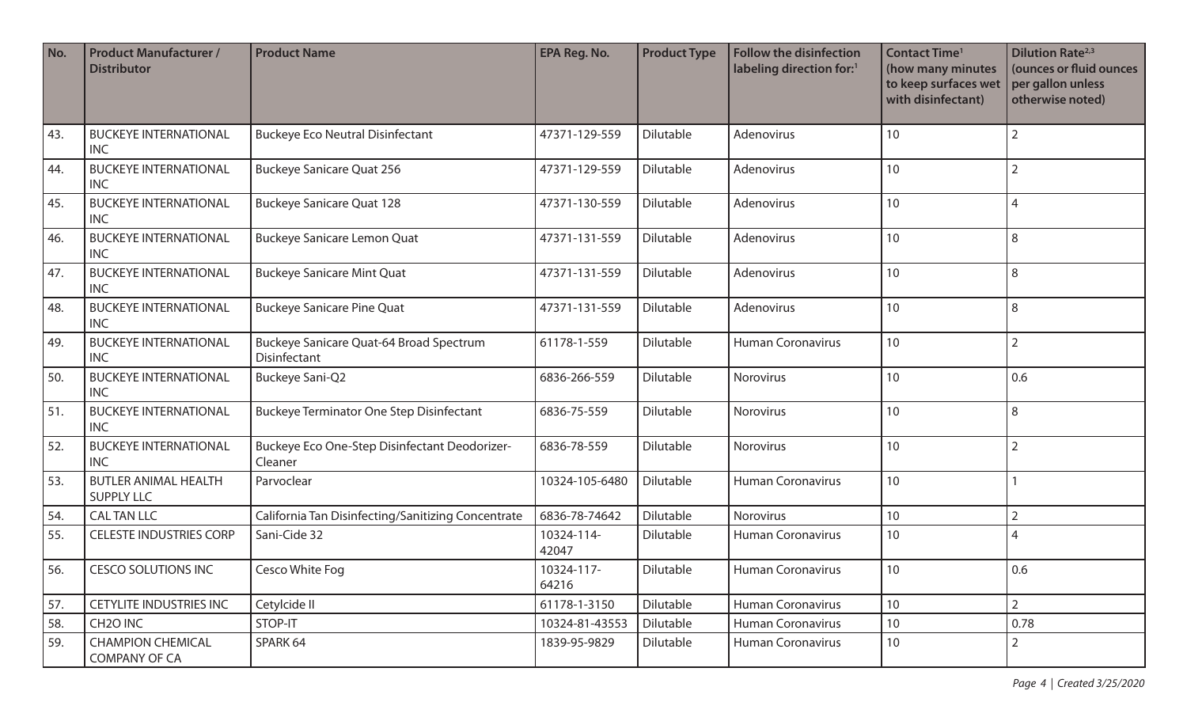| No. | Product Manufacturer / Distributor | Product Name | EPA Reg. No. | Product Type | Follow the disinfection labeling direction for:[1] | Contact Time[1] (how many minutes to keep surfaces wet with disinfectant) | Dilution Rate[2,3] (ounces or fluid ounces per gallon unless otherwise noted) |
|---|---|---|---|---|---|---|---|
| 43. | BUCKEYE INTERNATIONAL INC | Buckeye Eco Neutral Disinfectant | 47371-129-559 | Dilutable | Adenovirus | 10 | 2 |
| 44. | BUCKEYE INTERNATIONAL INC | Buckeye Sanicare Quat 256 | 47371-129-559 | Dilutable | Adenovirus | 10 | 2 |
| 45. | BUCKEYE INTERNATIONAL INC | Buckeye Sanicare Quat 128 | 47371-130-559 | Dilutable | Adenovirus | 10 | 4 |
| 46. | BUCKEYE INTERNATIONAL INC | Buckeye Sanicare Lemon Quat | 47371-131-559 | Dilutable | Adenovirus | 10 | 8 |
| 47. | BUCKEYE INTERNATIONAL INC | Buckeye Sanicare Mint Quat | 47371-131-559 | Dilutable | Adenovirus | 10 | 8 |
| 48. | BUCKEYE INTERNATIONAL INC | Buckeye Sanicare Pine Quat | 47371-131-559 | Dilutable | Adenovirus | 10 | 8 |
| 49. | BUCKEYE INTERNATIONAL INC | Buckeye Sanicare Quat-64 Broad Spectrum Disinfectant | 61178-1-559 | Dilutable | Human Coronavirus | 10 | 2 |
| 50. | BUCKEYE INTERNATIONAL INC | Buckeye Sani-Q2 | 6836-266-559 | Dilutable | Norovirus | 10 | 0.6 |
| 51. | BUCKEYE INTERNATIONAL INC | Buckeye Terminator One Step Disinfectant | 6836-75-559 | Dilutable | Norovirus | 10 | 8 |
| 52. | BUCKEYE INTERNATIONAL INC | Buckeye Eco One-Step Disinfectant Deodorizer-Cleaner | 6836-78-559 | Dilutable | Norovirus | 10 | 2 |
| 53. | BUTLER ANIMAL HEALTH SUPPLY LLC | Parvoclear | 10324-105-6480 | Dilutable | Human Coronavirus | 10 | 1 |
| 54. | CAL TAN LLC | California Tan Disinfecting/Sanitizing Concentrate | 6836-78-74642 | Dilutable | Norovirus | 10 | 2 |
| 55. | CELESTE INDUSTRIES CORP | Sani-Cide 32 | 10324-114-42047 | Dilutable | Human Coronavirus | 10 | 4 |
| 56. | CESCO SOLUTIONS INC | Cesco White Fog | 10324-117-64216 | Dilutable | Human Coronavirus | 10 | 0.6 |
| 57. | CETYLITE INDUSTRIES INC | Cetylcide II | 61178-1-3150 | Dilutable | Human Coronavirus | 10 | 2 |
| 58. | CH2O INC | STOP-IT | 10324-81-43553 | Dilutable | Human Coronavirus | 10 | 0.78 |
| 59. | CHAMPION CHEMICAL COMPANY OF CA | SPARK 64 | 1839-95-9829 | Dilutable | Human Coronavirus | 10 | 2 |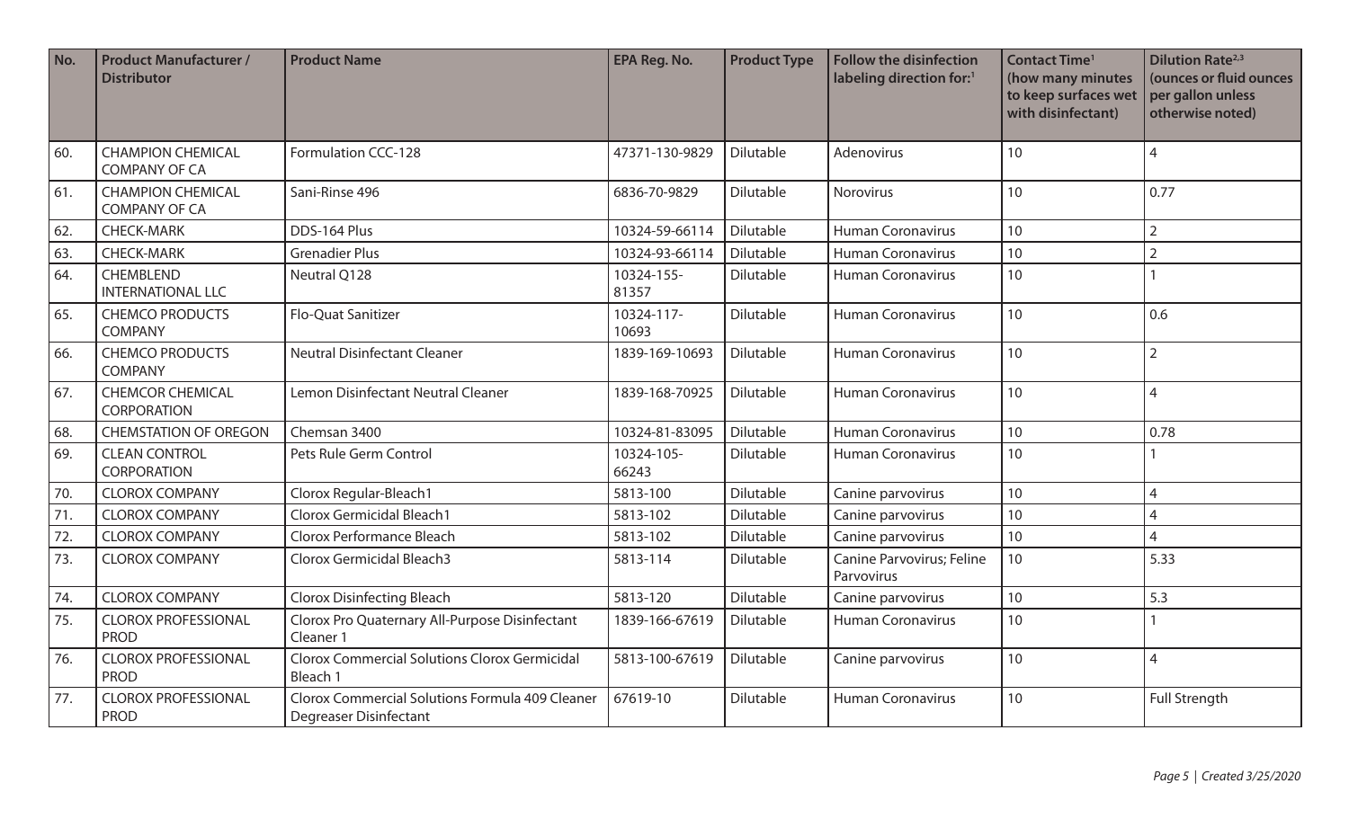| No. | Product Manufacturer / Distributor | Product Name | EPA Reg. No. | Product Type | Follow the disinfection labeling direction for:[1] | Contact Time[1] (how many minutes to keep surfaces wet with disinfectant) | Dilution Rate[2,3] (ounces or fluid ounces per gallon unless otherwise noted) |
|---|---|---|---|---|---|---|---|
| 60. | CHAMPION CHEMICAL COMPANY OF CA | Formulation CCC-128 | 47371-130-9829 | Dilutable | Adenovirus | 10 | 4 |
| 61. | CHAMPION CHEMICAL COMPANY OF CA | Sani-Rinse 496 | 6836-70-9829 | Dilutable | Norovirus | 10 | 0.77 |
| 62. | CHECK-MARK | DDS-164 Plus | 10324-59-66114 | Dilutable | Human Coronavirus | 10 | 2 |
| 63. | CHECK-MARK | Grenadier Plus | 10324-93-66114 | Dilutable | Human Coronavirus | 10 | 2 |
| 64. | CHEMBLEND INTERNATIONAL LLC | Neutral Q128 | 10324-155-81357 | Dilutable | Human Coronavirus | 10 | 1 |
| 65. | CHEMCO PRODUCTS COMPANY | Flo-Quat Sanitizer | 10324-117-10693 | Dilutable | Human Coronavirus | 10 | 0.6 |
| 66. | CHEMCO PRODUCTS COMPANY | Neutral Disinfectant Cleaner | 1839-169-10693 | Dilutable | Human Coronavirus | 10 | 2 |
| 67. | CHEMCOR CHEMICAL CORPORATION | Lemon Disinfectant Neutral Cleaner | 1839-168-70925 | Dilutable | Human Coronavirus | 10 | 4 |
| 68. | CHEMSTATION OF OREGON | Chemsan 3400 | 10324-81-83095 | Dilutable | Human Coronavirus | 10 | 0.78 |
| 69. | CLEAN CONTROL CORPORATION | Pets Rule Germ Control | 10324-105-66243 | Dilutable | Human Coronavirus | 10 | 1 |
| 70. | CLOROX COMPANY | Clorox Regular-Bleach1 | 5813-100 | Dilutable | Canine parvovirus | 10 | 4 |
| 71. | CLOROX COMPANY | Clorox Germicidal Bleach1 | 5813-102 | Dilutable | Canine parvovirus | 10 | 4 |
| 72. | CLOROX COMPANY | Clorox Performance Bleach | 5813-102 | Dilutable | Canine parvovirus | 10 | 4 |
| 73. | CLOROX COMPANY | Clorox Germicidal Bleach3 | 5813-114 | Dilutable | Canine Parvovirus; Feline Parvovirus | 10 | 5.33 |
| 74. | CLOROX COMPANY | Clorox Disinfecting Bleach | 5813-120 | Dilutable | Canine parvovirus | 10 | 5.3 |
| 75. | CLOROX PROFESSIONAL PROD | Clorox Pro Quaternary All-Purpose Disinfectant Cleaner 1 | 1839-166-67619 | Dilutable | Human Coronavirus | 10 | 1 |
| 76. | CLOROX PROFESSIONAL PROD | Clorox Commercial Solutions Clorox Germicidal Bleach 1 | 5813-100-67619 | Dilutable | Canine parvovirus | 10 | 4 |
| 77. | CLOROX PROFESSIONAL PROD | Clorox Commercial Solutions Formula 409 Cleaner Degreaser Disinfectant | 67619-10 | Dilutable | Human Coronavirus | 10 | Full Strength |

*Page 5 | Created 3/25/2020*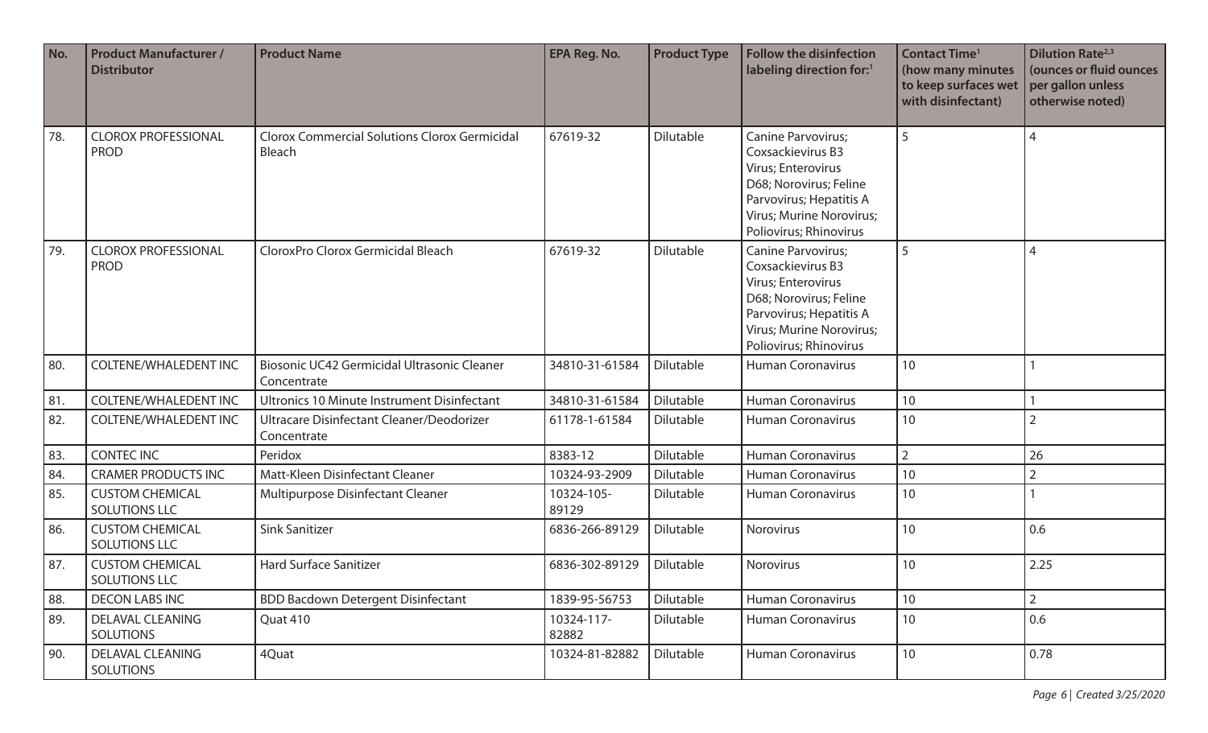| No. | Product Manufacturer / Distributor | Product Name | EPA Reg. No. | Product Type | Follow the disinfection labeling direction for:[1] | Contact Time[1] (how many minutes to keep surfaces wet with disinfectant) | Dilution Rate[2,3] (ounces or fluid ounces per gallon unless otherwise noted) |
|---|---|---|---|---|---|---|---|
| 78. | CLOROX PROFESSIONAL PROD | Clorox Commercial Solutions Clorox Germicidal Bleach | 67619-32 | Dilutable | Canine Parvovirus; Coxsackievirus B3 Virus; Enterovirus D68; Norovirus; Feline Parvovirus; Hepatitis A Virus; Murine Norovirus; Poliovirus; Rhinovirus | 5 | 4 |
| 79. | CLOROX PROFESSIONAL PROD | CloroxPro Clorox Germicidal Bleach | 67619-32 | Dilutable | Canine Parvovirus; Coxsackievirus B3 Virus; Enterovirus D68; Norovirus; Feline Parvovirus; Hepatitis A Virus; Murine Norovirus; Poliovirus; Rhinovirus | 5 | 4 |
| 80. | COLTENE/WHALEDENT INC | Biosonic UC42 Germicidal Ultrasonic Cleaner Concentrate | 34810-31-61584 | Dilutable | Human Coronavirus | 10 | 1 |
| 81. | COLTENE/WHALEDENT INC | Ultronics 10 Minute Instrument Disinfectant | 34810-31-61584 | Dilutable | Human Coronavirus | 10 | 1 |
| 82. | COLTENE/WHALEDENT INC | Ultracare Disinfectant Cleaner/Deodorizer Concentrate | 61178-1-61584 | Dilutable | Human Coronavirus | 10 | 2 |
| 83. | CONTEC INC | Peridox | 8383-12 | Dilutable | Human Coronavirus | 2 | 26 |
| 84. | CRAMER PRODUCTS INC | Matt-Kleen Disinfectant Cleaner | 10324-93-2909 | Dilutable | Human Coronavirus | 10 | 2 |
| 85. | CUSTOM CHEMICAL SOLUTIONS LLC | Multipurpose Disinfectant Cleaner | 10324-105-89129 | Dilutable | Human Coronavirus | 10 | 1 |
| 86. | CUSTOM CHEMICAL SOLUTIONS LLC | Sink Sanitizer | 6836-266-89129 | Dilutable | Norovirus | 10 | 0.6 |
| 87. | CUSTOM CHEMICAL SOLUTIONS LLC | Hard Surface Sanitizer | 6836-302-89129 | Dilutable | Norovirus | 10 | 2.25 |
| 88. | DECON LABS INC | BDD Bacdown Detergent Disinfectant | 1839-95-56753 | Dilutable | Human Coronavirus | 10 | 2 |
| 89. | DELAVAL CLEANING SOLUTIONS | Quat 410 | 10324-117-82882 | Dilutable | Human Coronavirus | 10 | 0.6 |
| 90. | DELAVAL CLEANING SOLUTIONS | 4Quat | 10324-81-82882 | Dilutable | Human Coronavirus | 10 | 0.78 |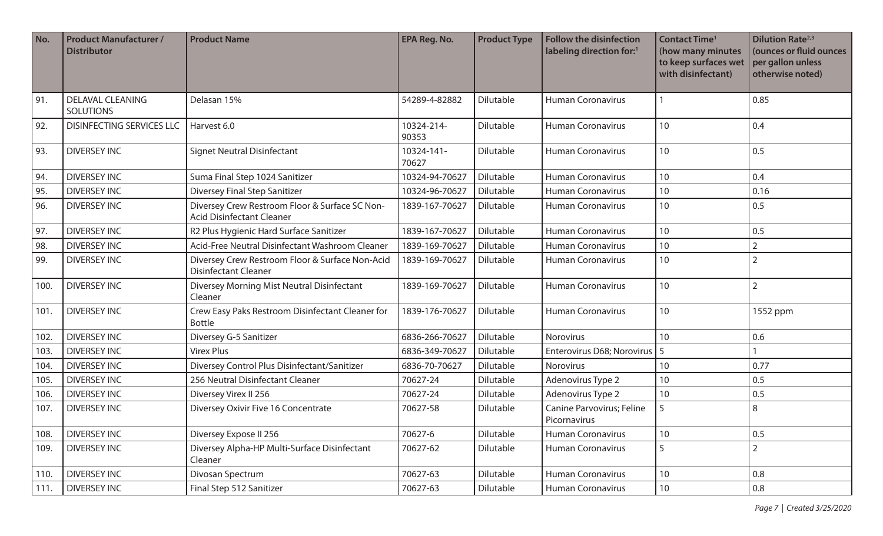| No. | Product Manufacturer / Distributor | Product Name | EPA Reg. No. | Product Type | Follow the disinfection labeling direction for:[1] | Contact Time[1] (how many minutes to keep surfaces wet with disinfectant) | Dilution Rate[2,3] (ounces or fluid ounces per gallon unless otherwise noted) |
|---|---|---|---|---|---|---|---|
| 91. | DELAVAL CLEANING SOLUTIONS | Delasan 15% | 54289-4-82882 | Dilutable | Human Coronavirus | 1 | 0.85 |
| 92. | DISINFECTING SERVICES LLC | Harvest 6.0 | 10324-214-90353 | Dilutable | Human Coronavirus | 10 | 0.4 |
| 93. | DIVERSEY INC | Signet Neutral Disinfectant | 10324-141-70627 | Dilutable | Human Coronavirus | 10 | 0.5 |
| 94. | DIVERSEY INC | Suma Final Step 1024 Sanitizer | 10324-94-70627 | Dilutable | Human Coronavirus | 10 | 0.4 |
| 95. | DIVERSEY INC | Diversey Final Step Sanitizer | 10324-96-70627 | Dilutable | Human Coronavirus | 10 | 0.16 |
| 96. | DIVERSEY INC | Diversey Crew Restroom Floor & Surface SC Non-Acid Disinfectant Cleaner | 1839-167-70627 | Dilutable | Human Coronavirus | 10 | 0.5 |
| 97. | DIVERSEY INC | R2 Plus Hygienic Hard Surface Sanitizer | 1839-167-70627 | Dilutable | Human Coronavirus | 10 | 0.5 |
| 98. | DIVERSEY INC | Acid-Free Neutral Disinfectant Washroom Cleaner | 1839-169-70627 | Dilutable | Human Coronavirus | 10 | 2 |
| 99. | DIVERSEY INC | Diversey Crew Restroom Floor & Surface Non-Acid Disinfectant Cleaner | 1839-169-70627 | Dilutable | Human Coronavirus | 10 | 2 |
| 100. | DIVERSEY INC | Diversey Morning Mist Neutral Disinfectant Cleaner | 1839-169-70627 | Dilutable | Human Coronavirus | 10 | 2 |
| 101. | DIVERSEY INC | Crew Easy Paks Restroom Disinfectant Cleaner for Bottle | 1839-176-70627 | Dilutable | Human Coronavirus | 10 | 1552 ppm |
| 102. | DIVERSEY INC | Diversey G-5 Sanitizer | 6836-266-70627 | Dilutable | Norovirus | 10 | 0.6 |
| 103. | DIVERSEY INC | Virex Plus | 6836-349-70627 | Dilutable | Enterovirus D68; Norovirus | 5 | 1 |
| 104. | DIVERSEY INC | Diversey Control Plus Disinfectant/Sanitizer | 6836-70-70627 | Dilutable | Norovirus | 10 | 0.77 |
| 105. | DIVERSEY INC | 256 Neutral Disinfectant Cleaner | 70627-24 | Dilutable | Adenovirus Type 2 | 10 | 0.5 |
| 106. | DIVERSEY INC | Diversey Virex II 256 | 70627-24 | Dilutable | Adenovirus Type 2 | 10 | 0.5 |
| 107. | DIVERSEY INC | Diversey Oxivir Five 16 Concentrate | 70627-58 | Dilutable | Canine Parvovirus; Feline Picornavirus | 5 | 8 |
| 108. | DIVERSEY INC | Diversey Expose II 256 | 70627-6 | Dilutable | Human Coronavirus | 10 | 0.5 |
| 109. | DIVERSEY INC | Diversey Alpha-HP Multi-Surface Disinfectant Cleaner | 70627-62 | Dilutable | Human Coronavirus | 5 | 2 |
| 110. | DIVERSEY INC | Divosan Spectrum | 70627-63 | Dilutable | Human Coronavirus | 10 | 0.8 |
| 111. | DIVERSEY INC | Final Step 512 Sanitizer | 70627-63 | Dilutable | Human Coronavirus | 10 | 0.8 |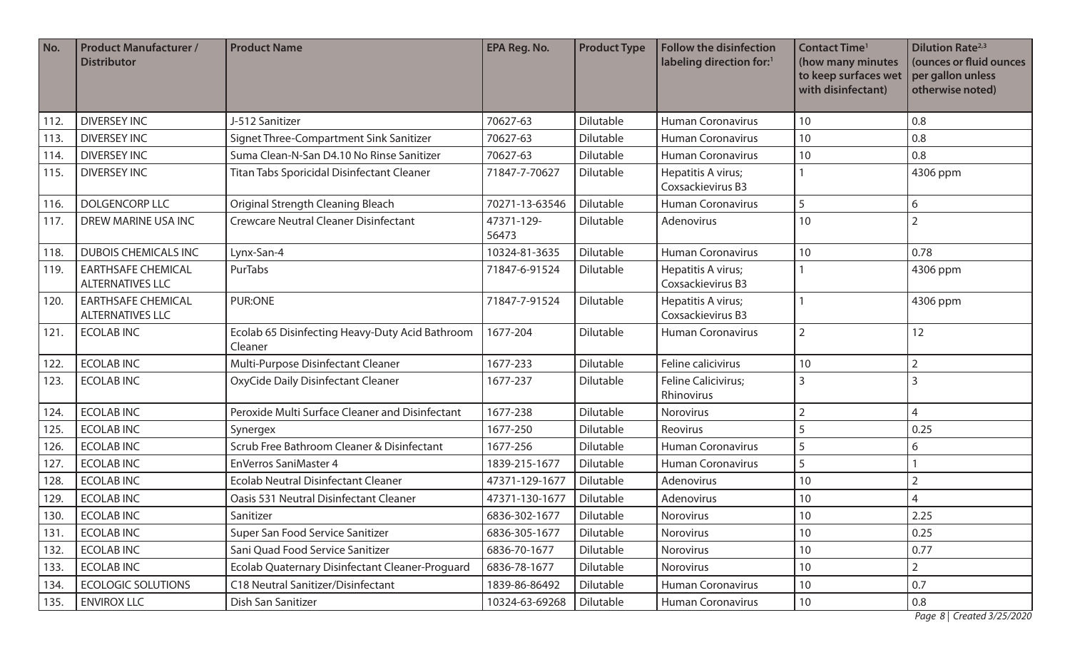| No. | Product Manufacturer / Distributor | Product Name | EPA Reg. No. | Product Type | Follow the disinfection labeling direction for:[1] | Contact Time[1] (how many minutes to keep surfaces wet with disinfectant) | Dilution Rate[2,3] (ounces or fluid ounces per gallon unless otherwise noted) |
|---|---|---|---|---|---|---|---|
| 112. | DIVERSEY INC | J-512 Sanitizer | 70627-63 | Dilutable | Human Coronavirus | 10 | 0.8 |
| 113. | DIVERSEY INC | Signet Three-Compartment Sink Sanitizer | 70627-63 | Dilutable | Human Coronavirus | 10 | 0.8 |
| 114. | DIVERSEY INC | Suma Clean-N-San D4.10 No Rinse Sanitizer | 70627-63 | Dilutable | Human Coronavirus | 10 | 0.8 |
| 115. | DIVERSEY INC | Titan Tabs Sporicidal Disinfectant Cleaner | 71847-7-70627 | Dilutable | Hepatitis A virus; Coxsackievirus B3 | 1 | 4306 ppm |
| 116. | DOLGENCORP LLC | Original Strength Cleaning Bleach | 70271-13-63546 | Dilutable | Human Coronavirus | 5 | 6 |
| 117. | DREW MARINE USA INC | Crewcare Neutral Cleaner Disinfectant | 47371-129-56473 | Dilutable | Adenovirus | 10 | 2 |
| 118. | DUBOIS CHEMICALS INC | Lynx-San-4 | 10324-81-3635 | Dilutable | Human Coronavirus | 10 | 0.78 |
| 119. | EARTHSAFE CHEMICAL ALTERNATIVES LLC | PurTabs | 71847-6-91524 | Dilutable | Hepatitis A virus; Coxsackievirus B3 | 1 | 4306 ppm |
| 120. | EARTHSAFE CHEMICAL ALTERNATIVES LLC | PUR:ONE | 71847-7-91524 | Dilutable | Hepatitis A virus; Coxsackievirus B3 | 1 | 4306 ppm |
| 121. | ECOLAB INC | Ecolab 65 Disinfecting Heavy-Duty Acid Bathroom Cleaner | 1677-204 | Dilutable | Human Coronavirus | 2 | 12 |
| 122. | ECOLAB INC | Multi-Purpose Disinfectant Cleaner | 1677-233 | Dilutable | Feline calicivirus | 10 | 2 |
| 123. | ECOLAB INC | OxyCide Daily Disinfectant Cleaner | 1677-237 | Dilutable | Feline Calicivirus; Rhinovirus | 3 | 3 |
| 124. | ECOLAB INC | Peroxide Multi Surface Cleaner and Disinfectant | 1677-238 | Dilutable | Norovirus | 2 | 4 |
| 125. | ECOLAB INC | Synergex | 1677-250 | Dilutable | Reovirus | 5 | 0.25 |
| 126. | ECOLAB INC | Scrub Free Bathroom Cleaner & Disinfectant | 1677-256 | Dilutable | Human Coronavirus | 5 | 6 |
| 127. | ECOLAB INC | EnVerros SaniMaster 4 | 1839-215-1677 | Dilutable | Human Coronavirus | 5 | 1 |
| 128. | ECOLAB INC | Ecolab Neutral Disinfectant Cleaner | 47371-129-1677 | Dilutable | Adenovirus | 10 | 2 |
| 129. | ECOLAB INC | Oasis 531 Neutral Disinfectant Cleaner | 47371-130-1677 | Dilutable | Adenovirus | 10 | 4 |
| 130. | ECOLAB INC | Sanitizer | 6836-302-1677 | Dilutable | Norovirus | 10 | 2.25 |
| 131. | ECOLAB INC | Super San Food Service Sanitizer | 6836-305-1677 | Dilutable | Norovirus | 10 | 0.25 |
| 132. | ECOLAB INC | Sani Quad Food Service Sanitizer | 6836-70-1677 | Dilutable | Norovirus | 10 | 0.77 |
| 133. | ECOLAB INC | Ecolab Quaternary Disinfectant Cleaner-Proguard | 6836-78-1677 | Dilutable | Norovirus | 10 | 2 |
| 134. | ECOLOGIC SOLUTIONS | C18 Neutral Sanitizer/Disinfectant | 1839-86-86492 | Dilutable | Human Coronavirus | 10 | 0.7 |
| 135. | ENVIROX LLC | Dish San Sanitizer | 10324-63-69268 | Dilutable | Human Coronavirus | 10 | 0.8 |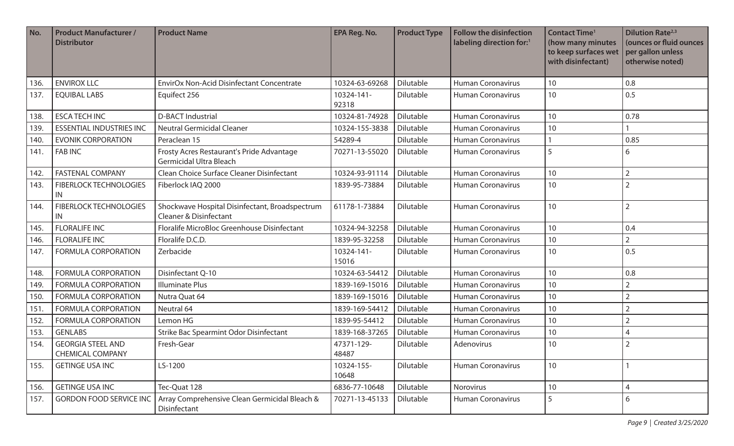| No. | Product Manufacturer / Distributor | Product Name | EPA Reg. No. | Product Type | Follow the disinfection labeling direction for:[1] | Contact Time[1] (how many minutes to keep surfaces wet with disinfectant) | Dilution Rate[2,3] (ounces or fluid ounces per gallon unless otherwise noted) |
|---|---|---|---|---|---|---|---|
| 136. | ENVIROX LLC | EnvirOx Non-Acid Disinfectant Concentrate | 10324-63-69268 | Dilutable | Human Coronavirus | 10 | 0.8 |
| 137. | EQUIBAL LABS | Equifect 256 | 10324-141-92318 | Dilutable | Human Coronavirus | 10 | 0.5 |
| 138. | ESCA TECH INC | D-BACT Industrial | 10324-81-74928 | Dilutable | Human Coronavirus | 10 | 0.78 |
| 139. | ESSENTIAL INDUSTRIES INC | Neutral Germicidal Cleaner | 10324-155-3838 | Dilutable | Human Coronavirus | 10 | 1 |
| 140. | EVONIK CORPORATION | Peraclean 15 | 54289-4 | Dilutable | Human Coronavirus | 1 | 0.85 |
| 141. | FAB INC | Frosty Acres Restaurant's Pride Advantage Germicidal Ultra Bleach | 70271-13-55020 | Dilutable | Human Coronavirus | 5 | 6 |
| 142. | FASTENAL COMPANY | Clean Choice Surface Cleaner Disinfectant | 10324-93-91114 | Dilutable | Human Coronavirus | 10 | 2 |
| 143. | FIBERLOCK TECHNOLOGIES IN | Fiberlock IAQ 2000 | 1839-95-73884 | Dilutable | Human Coronavirus | 10 | 2 |
| 144. | FIBERLOCK TECHNOLOGIES IN | Shockwave Hospital Disinfectant, Broadspectrum Cleaner & Disinfectant | 61178-1-73884 | Dilutable | Human Coronavirus | 10 | 2 |
| 145. | FLORALIFE INC | Floralife MicroBloc Greenhouse Disinfectant | 10324-94-32258 | Dilutable | Human Coronavirus | 10 | 0.4 |
| 146. | FLORALIFE INC | Floralife D.C.D. | 1839-95-32258 | Dilutable | Human Coronavirus | 10 | 2 |
| 147. | FORMULA CORPORATION | Zerbacide | 10324-141-15016 | Dilutable | Human Coronavirus | 10 | 0.5 |
| 148. | FORMULA CORPORATION | Disinfectant Q-10 | 10324-63-54412 | Dilutable | Human Coronavirus | 10 | 0.8 |
| 149. | FORMULA CORPORATION | Illuminate Plus | 1839-169-15016 | Dilutable | Human Coronavirus | 10 | 2 |
| 150. | FORMULA CORPORATION | Nutra Quat 64 | 1839-169-15016 | Dilutable | Human Coronavirus | 10 | 2 |
| 151. | FORMULA CORPORATION | Neutral 64 | 1839-169-54412 | Dilutable | Human Coronavirus | 10 | 2 |
| 152. | FORMULA CORPORATION | Lemon HG | 1839-95-54412 | Dilutable | Human Coronavirus | 10 | 2 |
| 153. | GENLABS | Strike Bac Spearmint Odor Disinfectant | 1839-168-37265 | Dilutable | Human Coronavirus | 10 | 4 |
| 154. | GEORGIA STEEL AND CHEMICAL COMPANY | Fresh-Gear | 47371-129-48487 | Dilutable | Adenovirus | 10 | 2 |
| 155. | GETINGE USA INC | LS-1200 | 10324-155-10648 | Dilutable | Human Coronavirus | 10 | 1 |
| 156. | GETINGE USA INC | Tec-Quat 128 | 6836-77-10648 | Dilutable | Norovirus | 10 | 4 |
| 157. | GORDON FOOD SERVICE INC | Array Comprehensive Clean Germicidal Bleach & Disinfectant | 70271-13-45133 | Dilutable | Human Coronavirus | 5 | 6 |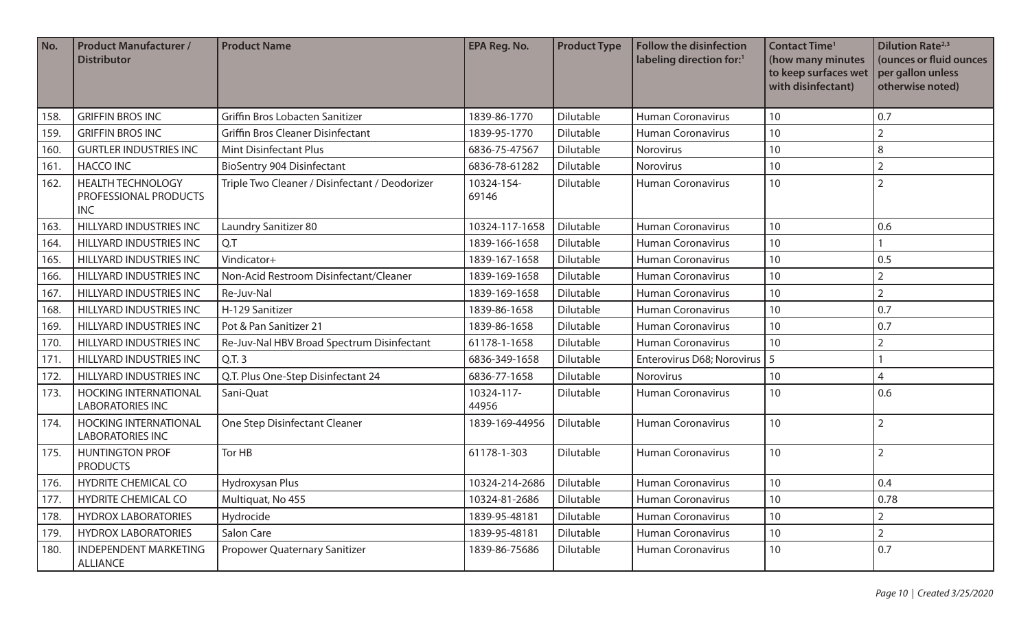| No. | Product Manufacturer / Distributor | Product Name | EPA Reg. No. | Product Type | Follow the disinfection labeling direction for:[1] | Contact Time[1] (how many minutes to keep surfaces wet with disinfectant) | Dilution Rate[2,3] (ounces or fluid ounces per gallon unless otherwise noted) |
|---|---|---|---|---|---|---|---|
| 158. | GRIFFIN BROS INC | Griffin Bros Lobacten Sanitizer | 1839-86-1770 | Dilutable | Human Coronavirus | 10 | 0.7 |
| 159. | GRIFFIN BROS INC | Griffin Bros Cleaner Disinfectant | 1839-95-1770 | Dilutable | Human Coronavirus | 10 | 2 |
| 160. | GURTLER INDUSTRIES INC | Mint Disinfectant Plus | 6836-75-47567 | Dilutable | Norovirus | 10 | 8 |
| 161. | HACCO INC | BioSentry 904 Disinfectant | 6836-78-61282 | Dilutable | Norovirus | 10 | 2 |
| 162. | HEALTH TECHNOLOGY PROFESSIONAL PRODUCTS INC | Triple Two Cleaner / Disinfectant / Deodorizer | 10324-154-69146 | Dilutable | Human Coronavirus | 10 | 2 |
| 163. | HILLYARD INDUSTRIES INC | Laundry Sanitizer 80 | 10324-117-1658 | Dilutable | Human Coronavirus | 10 | 0.6 |
| 164. | HILLYARD INDUSTRIES INC | Q.T | 1839-166-1658 | Dilutable | Human Coronavirus | 10 | 1 |
| 165. | HILLYARD INDUSTRIES INC | Vindicator+ | 1839-167-1658 | Dilutable | Human Coronavirus | 10 | 0.5 |
| 166. | HILLYARD INDUSTRIES INC | Non-Acid Restroom Disinfectant/Cleaner | 1839-169-1658 | Dilutable | Human Coronavirus | 10 | 2 |
| 167. | HILLYARD INDUSTRIES INC | Re-Juv-Nal | 1839-169-1658 | Dilutable | Human Coronavirus | 10 | 2 |
| 168. | HILLYARD INDUSTRIES INC | H-129 Sanitizer | 1839-86-1658 | Dilutable | Human Coronavirus | 10 | 0.7 |
| 169. | HILLYARD INDUSTRIES INC | Pot & Pan Sanitizer 21 | 1839-86-1658 | Dilutable | Human Coronavirus | 10 | 0.7 |
| 170. | HILLYARD INDUSTRIES INC | Re-Juv-Nal HBV Broad Spectrum Disinfectant | 61178-1-1658 | Dilutable | Human Coronavirus | 10 | 2 |
| 171. | HILLYARD INDUSTRIES INC | Q.T. 3 | 6836-349-1658 | Dilutable | Enterovirus D68; Norovirus | 5 | 1 |
| 172. | HILLYARD INDUSTRIES INC | Q.T. Plus One-Step Disinfectant 24 | 6836-77-1658 | Dilutable | Norovirus | 10 | 4 |
| 173. | HOCKING INTERNATIONAL LABORATORIES INC | Sani-Quat | 10324-117-44956 | Dilutable | Human Coronavirus | 10 | 0.6 |
| 174. | HOCKING INTERNATIONAL LABORATORIES INC | One Step Disinfectant Cleaner | 1839-169-44956 | Dilutable | Human Coronavirus | 10 | 2 |
| 175. | HUNTINGTON PROF PRODUCTS | Tor HB | 61178-1-303 | Dilutable | Human Coronavirus | 10 | 2 |
| 176. | HYDRITE CHEMICAL CO | Hydroxysan Plus | 10324-214-2686 | Dilutable | Human Coronavirus | 10 | 0.4 |
| 177. | HYDRITE CHEMICAL CO | Multiquat, No 455 | 10324-81-2686 | Dilutable | Human Coronavirus | 10 | 0.78 |
| 178. | HYDROX LABORATORIES | Hydrocide | 1839-95-48181 | Dilutable | Human Coronavirus | 10 | 2 |
| 179. | HYDROX LABORATORIES | Salon Care | 1839-95-48181 | Dilutable | Human Coronavirus | 10 | 2 |
| 180. | INDEPENDENT MARKETING ALLIANCE | Propower Quaternary Sanitizer | 1839-86-75686 | Dilutable | Human Coronavirus | 10 | 0.7 |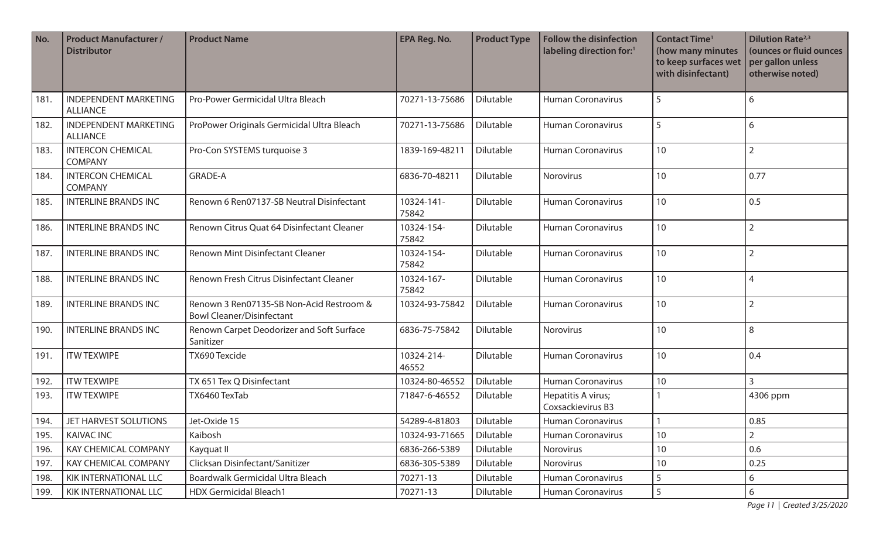| No. | Product Manufacturer / Distributor | Product Name | EPA Reg. No. | Product Type | Follow the disinfection labeling direction for:[1] | Contact Time[1] (how many minutes to keep surfaces wet with disinfectant) | Dilution Rate[2,3] (ounces or fluid ounces per gallon unless otherwise noted) |
|---|---|---|---|---|---|---|---|
| 181. | INDEPENDENT MARKETING ALLIANCE | Pro-Power Germicidal Ultra Bleach | 70271-13-75686 | Dilutable | Human Coronavirus | 5 | 6 |
| 182. | INDEPENDENT MARKETING ALLIANCE | ProPower Originals Germicidal Ultra Bleach | 70271-13-75686 | Dilutable | Human Coronavirus | 5 | 6 |
| 183. | INTERCON CHEMICAL COMPANY | Pro-Con SYSTEMS turquoise 3 | 1839-169-48211 | Dilutable | Human Coronavirus | 10 | 2 |
| 184. | INTERCON CHEMICAL COMPANY | GRADE-A | 6836-70-48211 | Dilutable | Norovirus | 10 | 0.77 |
| 185. | INTERLINE BRANDS INC | Renown 6 Ren07137-SB Neutral Disinfectant | 10324-141-75842 | Dilutable | Human Coronavirus | 10 | 0.5 |
| 186. | INTERLINE BRANDS INC | Renown Citrus Quat 64 Disinfectant Cleaner | 10324-154-75842 | Dilutable | Human Coronavirus | 10 | 2 |
| 187. | INTERLINE BRANDS INC | Renown Mint Disinfectant Cleaner | 10324-154-75842 | Dilutable | Human Coronavirus | 10 | 2 |
| 188. | INTERLINE BRANDS INC | Renown Fresh Citrus Disinfectant Cleaner | 10324-167-75842 | Dilutable | Human Coronavirus | 10 | 4 |
| 189. | INTERLINE BRANDS INC | Renown 3 Ren07135-SB Non-Acid Restroom & Bowl Cleaner/Disinfectant | 10324-93-75842 | Dilutable | Human Coronavirus | 10 | 2 |
| 190. | INTERLINE BRANDS INC | Renown Carpet Deodorizer and Soft Surface Sanitizer | 6836-75-75842 | Dilutable | Norovirus | 10 | 8 |
| 191. | ITW TEXWIPE | TX690 Texcide | 10324-214-46552 | Dilutable | Human Coronavirus | 10 | 0.4 |
| 192. | ITW TEXWIPE | TX 651 Tex Q Disinfectant | 10324-80-46552 | Dilutable | Human Coronavirus | 10 | 3 |
| 193. | ITW TEXWIPE | TX6460 TexTab | 71847-6-46552 | Dilutable | Hepatitis A virus; Coxsackievirus B3 | 1 | 4306 ppm |
| 194. | JET HARVEST SOLUTIONS | Jet-Oxide 15 | 54289-4-81803 | Dilutable | Human Coronavirus | 1 | 0.85 |
| 195. | KAIVAC INC | Kaibosh | 10324-93-71665 | Dilutable | Human Coronavirus | 10 | 2 |
| 196. | KAY CHEMICAL COMPANY | Kayquat II | 6836-266-5389 | Dilutable | Norovirus | 10 | 0.6 |
| 197. | KAY CHEMICAL COMPANY | Clicksan Disinfectant/Sanitizer | 6836-305-5389 | Dilutable | Norovirus | 10 | 0.25 |
| 198. | KIK INTERNATIONAL LLC | Boardwalk Germicidal Ultra Bleach | 70271-13 | Dilutable | Human Coronavirus | 5 | 6 |
| 199. | KIK INTERNATIONAL LLC | HDX Germicidal Bleach1 | 70271-13 | Dilutable | Human Coronavirus | 5 | 6 |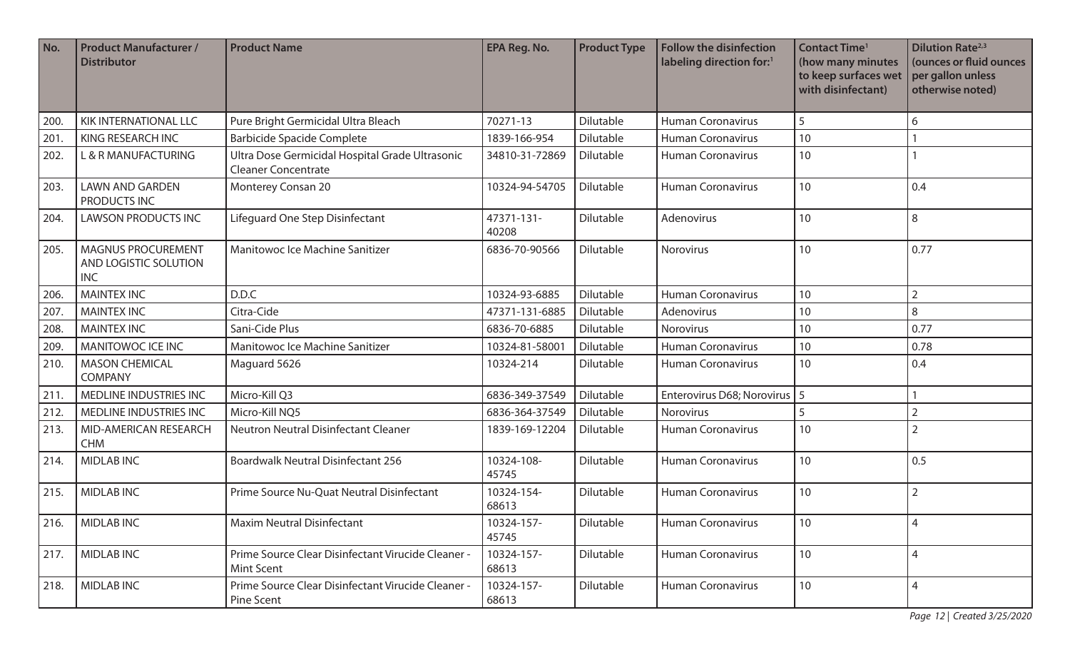| No. | Product Manufacturer / Distributor | Product Name | EPA Reg. No. | Product Type | Follow the disinfection labeling direction for:[1] | Contact Time[1] (how many minutes to keep surfaces wet with disinfectant) | Dilution Rate[2,3] (ounces or fluid ounces per gallon unless otherwise noted) |
|---|---|---|---|---|---|---|---|
| 200. | KIK INTERNATIONAL LLC | Pure Bright Germicidal Ultra Bleach | 70271-13 | Dilutable | Human Coronavirus | 5 | 6 |
| 201. | KING RESEARCH INC | Barbicide Spacide Complete | 1839-166-954 | Dilutable | Human Coronavirus | 10 | 1 |
| 202. | L & R MANUFACTURING | Ultra Dose Germicidal Hospital Grade Ultrasonic Cleaner Concentrate | 34810-31-72869 | Dilutable | Human Coronavirus | 10 | 1 |
| 203. | LAWN AND GARDEN PRODUCTS INC | Monterey Consan 20 | 10324-94-54705 | Dilutable | Human Coronavirus | 10 | 0.4 |
| 204. | LAWSON PRODUCTS INC | Lifeguard One Step Disinfectant | 47371-131-40208 | Dilutable | Adenovirus | 10 | 8 |
| 205. | MAGNUS PROCUREMENT AND LOGISTIC SOLUTION INC | Manitowoc Ice Machine Sanitizer | 6836-70-90566 | Dilutable | Norovirus | 10 | 0.77 |
| 206. | MAINTEX INC | D.D.C | 10324-93-6885 | Dilutable | Human Coronavirus | 10 | 2 |
| 207. | MAINTEX INC | Citra-Cide | 47371-131-6885 | Dilutable | Adenovirus | 10 | 8 |
| 208. | MAINTEX INC | Sani-Cide Plus | 6836-70-6885 | Dilutable | Norovirus | 10 | 0.77 |
| 209. | MANITOWOC ICE INC | Manitowoc Ice Machine Sanitizer | 10324-81-58001 | Dilutable | Human Coronavirus | 10 | 0.78 |
| 210. | MASON CHEMICAL COMPANY | Maguard 5626 | 10324-214 | Dilutable | Human Coronavirus | 10 | 0.4 |
| 211. | MEDLINE INDUSTRIES INC | Micro-Kill Q3 | 6836-349-37549 | Dilutable | Enterovirus D68; Norovirus | 5 | 1 |
| 212. | MEDLINE INDUSTRIES INC | Micro-Kill NQ5 | 6836-364-37549 | Dilutable | Norovirus | 5 | 2 |
| 213. | MID-AMERICAN RESEARCH CHM | Neutron Neutral Disinfectant Cleaner | 1839-169-12204 | Dilutable | Human Coronavirus | 10 | 2 |
| 214. | MIDLAB INC | Boardwalk Neutral Disinfectant 256 | 10324-108-45745 | Dilutable | Human Coronavirus | 10 | 0.5 |
| 215. | MIDLAB INC | Prime Source Nu-Quat Neutral Disinfectant | 10324-154-68613 | Dilutable | Human Coronavirus | 10 | 2 |
| 216. | MIDLAB INC | Maxim Neutral Disinfectant | 10324-157-45745 | Dilutable | Human Coronavirus | 10 | 4 |
| 217. | MIDLAB INC | Prime Source Clear Disinfectant Virucide Cleaner - Mint Scent | 10324-157-68613 | Dilutable | Human Coronavirus | 10 | 4 |
| 218. | MIDLAB INC | Prime Source Clear Disinfectant Virucide Cleaner - Pine Scent | 10324-157-68613 | Dilutable | Human Coronavirus | 10 | 4 |

*Created 3/25/2020*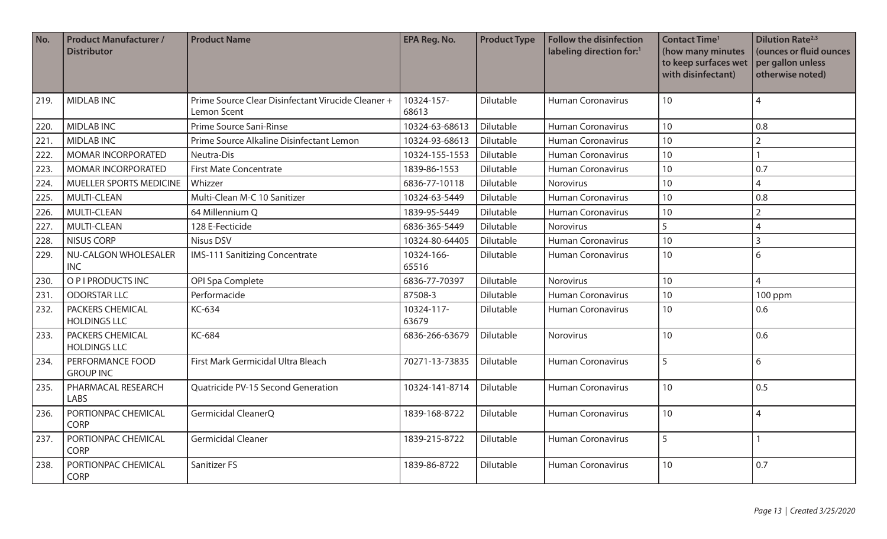| No. | Product Manufacturer / Distributor | Product Name | EPA Reg. No. | Product Type | Follow the disinfection labeling direction for:[1] | Contact Time[1] (how many minutes to keep surfaces wet with disinfectant) | Dilution Rate[2,3] (ounces or fluid ounces per gallon unless otherwise noted) |
|---|---|---|---|---|---|---|---|
| 219. | MIDLAB INC | Prime Source Clear Disinfectant Virucide Cleaner + Lemon Scent | 10324-157-68613 | Dilutable | Human Coronavirus | 10 | 4 |
| 220. | MIDLAB INC | Prime Source Sani-Rinse | 10324-63-68613 | Dilutable | Human Coronavirus | 10 | 0.8 |
| 221. | MIDLAB INC | Prime Source Alkaline Disinfectant Lemon | 10324-93-68613 | Dilutable | Human Coronavirus | 10 | 2 |
| 222. | MOMAR INCORPORATED | Neutra-Dis | 10324-155-1553 | Dilutable | Human Coronavirus | 10 | 1 |
| 223. | MOMAR INCORPORATED | First Mate Concentrate | 1839-86-1553 | Dilutable | Human Coronavirus | 10 | 0.7 |
| 224. | MUELLER SPORTS MEDICINE | Whizzer | 6836-77-10118 | Dilutable | Norovirus | 10 | 4 |
| 225. | MULTI-CLEAN | Multi-Clean M-C 10 Sanitizer | 10324-63-5449 | Dilutable | Human Coronavirus | 10 | 0.8 |
| 226. | MULTI-CLEAN | 64 Millennium Q | 1839-95-5449 | Dilutable | Human Coronavirus | 10 | 2 |
| 227. | MULTI-CLEAN | 128 E-Fecticide | 6836-365-5449 | Dilutable | Norovirus | 5 | 4 |
| 228. | NISUS CORP | Nisus DSV | 10324-80-64405 | Dilutable | Human Coronavirus | 10 | 3 |
| 229. | NU-CALGON WHOLESALER INC | IMS-111 Sanitizing Concentrate | 10324-166-65516 | Dilutable | Human Coronavirus | 10 | 6 |
| 230. | O P I PRODUCTS INC | OPI Spa Complete | 6836-77-70397 | Dilutable | Norovirus | 10 | 4 |
| 231. | ODORSTAR LLC | Performacide | 87508-3 | Dilutable | Human Coronavirus | 10 | 100 ppm |
| 232. | PACKERS CHEMICAL HOLDINGS LLC | KC-634 | 10324-117-63679 | Dilutable | Human Coronavirus | 10 | 0.6 |
| 233. | PACKERS CHEMICAL HOLDINGS LLC | KC-684 | 6836-266-63679 | Dilutable | Norovirus | 10 | 0.6 |
| 234. | PERFORMANCE FOOD GROUP INC | First Mark Germicidal Ultra Bleach | 70271-13-73835 | Dilutable | Human Coronavirus | 5 | 6 |
| 235. | PHARMACAL RESEARCH LABS | Quatricide PV-15 Second Generation | 10324-141-8714 | Dilutable | Human Coronavirus | 10 | 0.5 |
| 236. | PORTIONPAC CHEMICAL CORP | Germicidal CleanerQ | 1839-168-8722 | Dilutable | Human Coronavirus | 10 | 4 |
| 237. | PORTIONPAC CHEMICAL CORP | Germicidal Cleaner | 1839-215-8722 | Dilutable | Human Coronavirus | 5 | 1 |
| 238. | PORTIONPAC CHEMICAL CORP | Sanitizer FS | 1839-86-8722 | Dilutable | Human Coronavirus | 10 | 0.7 |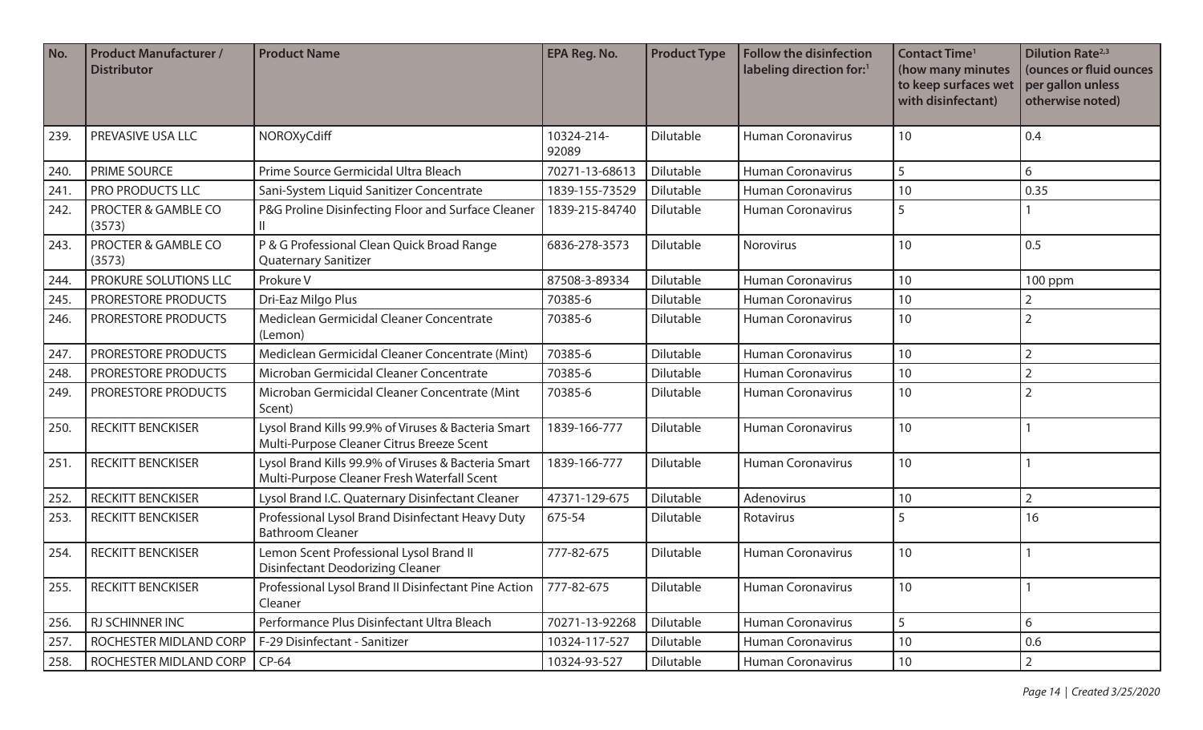| No. | Product Manufacturer / Distributor | Product Name | EPA Reg. No. | Product Type | Follow the disinfection labeling direction for:[1] | Contact Time[1] (how many minutes to keep surfaces wet with disinfectant) | Dilution Rate[2,3] (ounces or fluid ounces per gallon unless otherwise noted) |
|---|---|---|---|---|---|---|---|
| 239. | PREVASIVE USA LLC | NOROXyCdiff | 10324-214-92089 | Dilutable | Human Coronavirus | 10 | 0.4 |
| 240. | PRIME SOURCE | Prime Source Germicidal Ultra Bleach | 70271-13-68613 | Dilutable | Human Coronavirus | 5 | 6 |
| 241. | PRO PRODUCTS LLC | Sani-System Liquid Sanitizer Concentrate | 1839-155-73529 | Dilutable | Human Coronavirus | 10 | 0.35 |
| 242. | PROCTER & GAMBLE CO (3573) | P&G Proline Disinfecting Floor and Surface Cleaner II | 1839-215-84740 | Dilutable | Human Coronavirus | 5 | 1 |
| 243. | PROCTER & GAMBLE CO (3573) | P & G Professional Clean Quick Broad Range Quaternary Sanitizer | 6836-278-3573 | Dilutable | Norovirus | 10 | 0.5 |
| 244. | PROKURE SOLUTIONS LLC | Prokure V | 87508-3-89334 | Dilutable | Human Coronavirus | 10 | 100 ppm |
| 245. | PRORESTORE PRODUCTS | Dri-Eaz Milgo Plus | 70385-6 | Dilutable | Human Coronavirus | 10 | 2 |
| 246. | PRORESTORE PRODUCTS | Mediclean Germicidal Cleaner Concentrate (Lemon) | 70385-6 | Dilutable | Human Coronavirus | 10 | 2 |
| 247. | PRORESTORE PRODUCTS | Mediclean Germicidal Cleaner Concentrate (Mint) | 70385-6 | Dilutable | Human Coronavirus | 10 | 2 |
| 248. | PRORESTORE PRODUCTS | Microban Germicidal Cleaner Concentrate | 70385-6 | Dilutable | Human Coronavirus | 10 | 2 |
| 249. | PRORESTORE PRODUCTS | Microban Germicidal Cleaner Concentrate (Mint Scent) | 70385-6 | Dilutable | Human Coronavirus | 10 | 2 |
| 250. | RECKITT BENCKISER | Lysol Brand Kills 99.9% of Viruses & Bacteria Smart Multi-Purpose Cleaner Citrus Breeze Scent | 1839-166-777 | Dilutable | Human Coronavirus | 10 | 1 |
| 251. | RECKITT BENCKISER | Lysol Brand Kills 99.9% of Viruses & Bacteria Smart Multi-Purpose Cleaner Fresh Waterfall Scent | 1839-166-777 | Dilutable | Human Coronavirus | 10 | 1 |
| 252. | RECKITT BENCKISER | Lysol Brand I.C. Quaternary Disinfectant Cleaner | 47371-129-675 | Dilutable | Adenovirus | 10 | 2 |
| 253. | RECKITT BENCKISER | Professional Lysol Brand Disinfectant Heavy Duty Bathroom Cleaner | 675-54 | Dilutable | Rotavirus | 5 | 16 |
| 254. | RECKITT BENCKISER | Lemon Scent Professional Lysol Brand II Disinfectant Deodorizing Cleaner | 777-82-675 | Dilutable | Human Coronavirus | 10 | 1 |
| 255. | RECKITT BENCKISER | Professional Lysol Brand II Disinfectant Pine Action Cleaner | 777-82-675 | Dilutable | Human Coronavirus | 10 | 1 |
| 256. | RJ SCHINNER INC | Performance Plus Disinfectant Ultra Bleach | 70271-13-92268 | Dilutable | Human Coronavirus | 5 | 6 |
| 257. | ROCHESTER MIDLAND CORP | F-29 Disinfectant - Sanitizer | 10324-117-527 | Dilutable | Human Coronavirus | 10 | 0.6 |
| 258. | ROCHESTER MIDLAND CORP | CP-64 | 10324-93-527 | Dilutable | Human Coronavirus | 10 | 2 |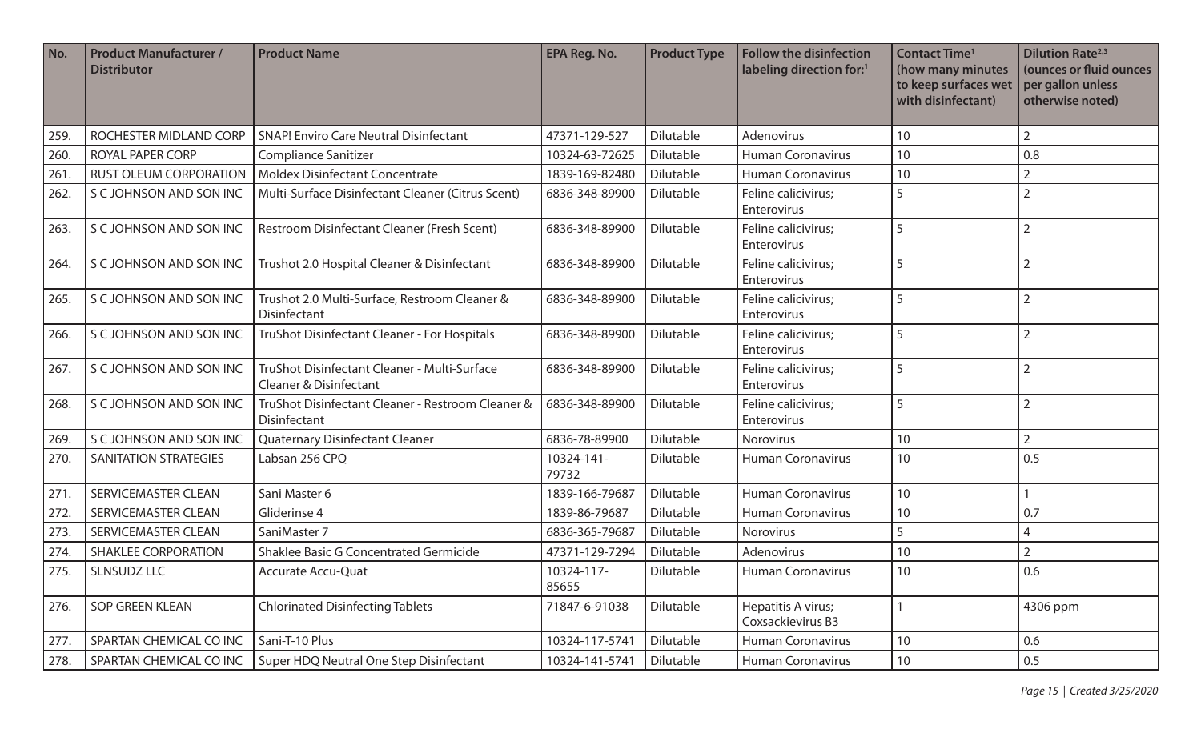| No. | Product Manufacturer / Distributor | Product Name | EPA Reg. No. | Product Type | Follow the disinfection labeling direction for:[1] | Contact Time[1] (how many minutes to keep surfaces wet with disinfectant) | Dilution Rate[2,3] (ounces or fluid ounces per gallon unless otherwise noted) |
|---|---|---|---|---|---|---|---|
| 259. | ROCHESTER MIDLAND CORP | SNAP! Enviro Care Neutral Disinfectant | 47371-129-527 | Dilutable | Adenovirus | 10 | 2 |
| 260. | ROYAL PAPER CORP | Compliance Sanitizer | 10324-63-72625 | Dilutable | Human Coronavirus | 10 | 0.8 |
| 261. | RUST OLEUM CORPORATION | Moldex Disinfectant Concentrate | 1839-169-82480 | Dilutable | Human Coronavirus | 10 | 2 |
| 262. | S C JOHNSON AND SON INC | Multi-Surface Disinfectant Cleaner (Citrus Scent) | 6836-348-89900 | Dilutable | Feline calicivirus; Enterovirus | 5 | 2 |
| 263. | S C JOHNSON AND SON INC | Restroom Disinfectant Cleaner (Fresh Scent) | 6836-348-89900 | Dilutable | Feline calicivirus; Enterovirus | 5 | 2 |
| 264. | S C JOHNSON AND SON INC | Trushot 2.0 Hospital Cleaner & Disinfectant | 6836-348-89900 | Dilutable | Feline calicivirus; Enterovirus | 5 | 2 |
| 265. | S C JOHNSON AND SON INC | Trushot 2.0 Multi-Surface, Restroom Cleaner & Disinfectant | 6836-348-89900 | Dilutable | Feline calicivirus; Enterovirus | 5 | 2 |
| 266. | S C JOHNSON AND SON INC | TruShot Disinfectant Cleaner - For Hospitals | 6836-348-89900 | Dilutable | Feline calicivirus; Enterovirus | 5 | 2 |
| 267. | S C JOHNSON AND SON INC | TruShot Disinfectant Cleaner - Multi-Surface Cleaner & Disinfectant | 6836-348-89900 | Dilutable | Feline calicivirus; Enterovirus | 5 | 2 |
| 268. | S C JOHNSON AND SON INC | TruShot Disinfectant Cleaner - Restroom Cleaner & Disinfectant | 6836-348-89900 | Dilutable | Feline calicivirus; Enterovirus | 5 | 2 |
| 269. | S C JOHNSON AND SON INC | Quaternary Disinfectant Cleaner | 6836-78-89900 | Dilutable | Norovirus | 10 | 2 |
| 270. | SANITATION STRATEGIES | Labsan 256 CPQ | 10324-141-79732 | Dilutable | Human Coronavirus | 10 | 0.5 |
| 271. | SERVICEMASTER CLEAN | Sani Master 6 | 1839-166-79687 | Dilutable | Human Coronavirus | 10 | 1 |
| 272. | SERVICEMASTER CLEAN | Gliderinse 4 | 1839-86-79687 | Dilutable | Human Coronavirus | 10 | 0.7 |
| 273. | SERVICEMASTER CLEAN | SaniMaster 7 | 6836-365-79687 | Dilutable | Norovirus | 5 | 4 |
| 274. | SHAKLEE CORPORATION | Shaklee Basic G Concentrated Germicide | 47371-129-7294 | Dilutable | Adenovirus | 10 | 2 |
| 275. | SLNSUDZ LLC | Accurate Accu-Quat | 10324-117-85655 | Dilutable | Human Coronavirus | 10 | 0.6 |
| 276. | SOP GREEN KLEAN | Chlorinated Disinfecting Tablets | 71847-6-91038 | Dilutable | Hepatitis A virus; Coxsackievirus B3 | 1 | 4306 ppm |
| 277. | SPARTAN CHEMICAL CO INC | Sani-T-10 Plus | 10324-117-5741 | Dilutable | Human Coronavirus | 10 | 0.6 |
| 278. | SPARTAN CHEMICAL CO INC | Super HDQ Neutral One Step Disinfectant | 10324-141-5741 | Dilutable | Human Coronavirus | 10 | 0.5 |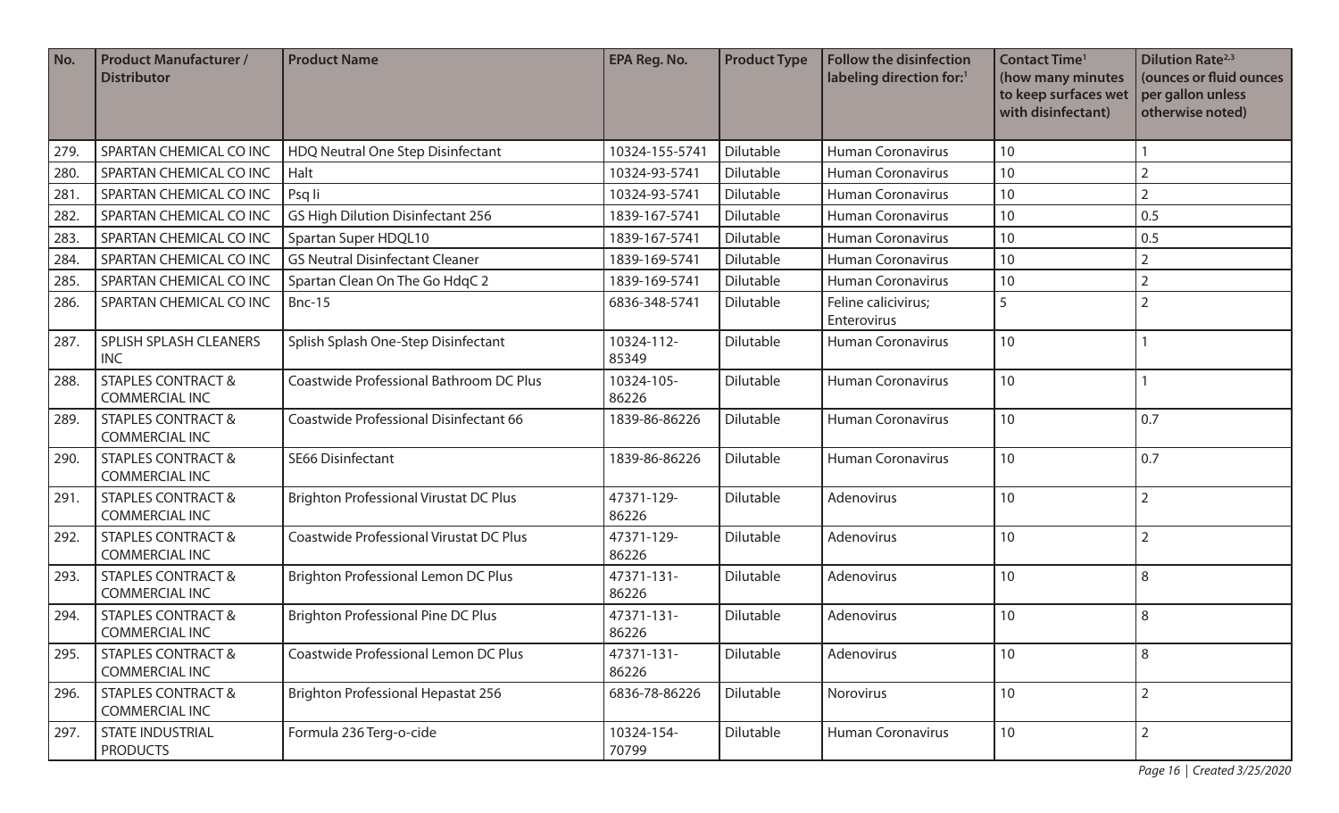| No. | Product Manufacturer / Distributor | Product Name | EPA Reg. No. | Product Type | Follow the disinfection labeling direction for:[1] | Contact Time[1] (how many minutes to keep surfaces wet with disinfectant) | Dilution Rate[2,3] (ounces or fluid ounces per gallon unless otherwise noted) |
|---|---|---|---|---|---|---|---|
| 279. | SPARTAN CHEMICAL CO INC | HDQ Neutral One Step Disinfectant | 10324-155-5741 | Dilutable | Human Coronavirus | 10 | 1 |
| 280. | SPARTAN CHEMICAL CO INC | Halt | 10324-93-5741 | Dilutable | Human Coronavirus | 10 | 2 |
| 281. | SPARTAN CHEMICAL CO INC | Psq Ii | 10324-93-5741 | Dilutable | Human Coronavirus | 10 | 2 |
| 282. | SPARTAN CHEMICAL CO INC | GS High Dilution Disinfectant 256 | 1839-167-5741 | Dilutable | Human Coronavirus | 10 | 0.5 |
| 283. | SPARTAN CHEMICAL CO INC | Spartan Super HDQL10 | 1839-167-5741 | Dilutable | Human Coronavirus | 10 | 0.5 |
| 284. | SPARTAN CHEMICAL CO INC | GS Neutral Disinfectant Cleaner | 1839-169-5741 | Dilutable | Human Coronavirus | 10 | 2 |
| 285. | SPARTAN CHEMICAL CO INC | Spartan Clean On The Go HdqC 2 | 1839-169-5741 | Dilutable | Human Coronavirus | 10 | 2 |
| 286. | SPARTAN CHEMICAL CO INC | Bnc-15 | 6836-348-5741 | Dilutable | Feline calicivirus; Enterovirus | 5 | 2 |
| 287. | SPLISH SPLASH CLEANERS INC | Splish Splash One-Step Disinfectant | 10324-112-85349 | Dilutable | Human Coronavirus | 10 | 1 |
| 288. | STAPLES CONTRACT & COMMERCIAL INC | Coastwide Professional Bathroom DC Plus | 10324-105-86226 | Dilutable | Human Coronavirus | 10 | 1 |
| 289. | STAPLES CONTRACT & COMMERCIAL INC | Coastwide Professional Disinfectant 66 | 1839-86-86226 | Dilutable | Human Coronavirus | 10 | 0.7 |
| 290. | STAPLES CONTRACT & COMMERCIAL INC | SE66 Disinfectant | 1839-86-86226 | Dilutable | Human Coronavirus | 10 | 0.7 |
| 291. | STAPLES CONTRACT & COMMERCIAL INC | Brighton Professional Virustat DC Plus | 47371-129-86226 | Dilutable | Adenovirus | 10 | 2 |
| 292. | STAPLES CONTRACT & COMMERCIAL INC | Coastwide Professional Virustat DC Plus | 47371-129-86226 | Dilutable | Adenovirus | 10 | 2 |
| 293. | STAPLES CONTRACT & COMMERCIAL INC | Brighton Professional Lemon DC Plus | 47371-131-86226 | Dilutable | Adenovirus | 10 | 8 |
| 294. | STAPLES CONTRACT & COMMERCIAL INC | Brighton Professional Pine DC Plus | 47371-131-86226 | Dilutable | Adenovirus | 10 | 8 |
| 295. | STAPLES CONTRACT & COMMERCIAL INC | Coastwide Professional Lemon DC Plus | 47371-131-86226 | Dilutable | Adenovirus | 10 | 8 |
| 296. | STAPLES CONTRACT & COMMERCIAL INC | Brighton Professional Hepastat 256 | 6836-78-86226 | Dilutable | Norovirus | 10 | 2 |
| 297. | STATE INDUSTRIAL PRODUCTS | Formula 236 Terg-o-cide | 10324-154-70799 | Dilutable | Human Coronavirus | 10 | 2 |

*Created 3/25/2020*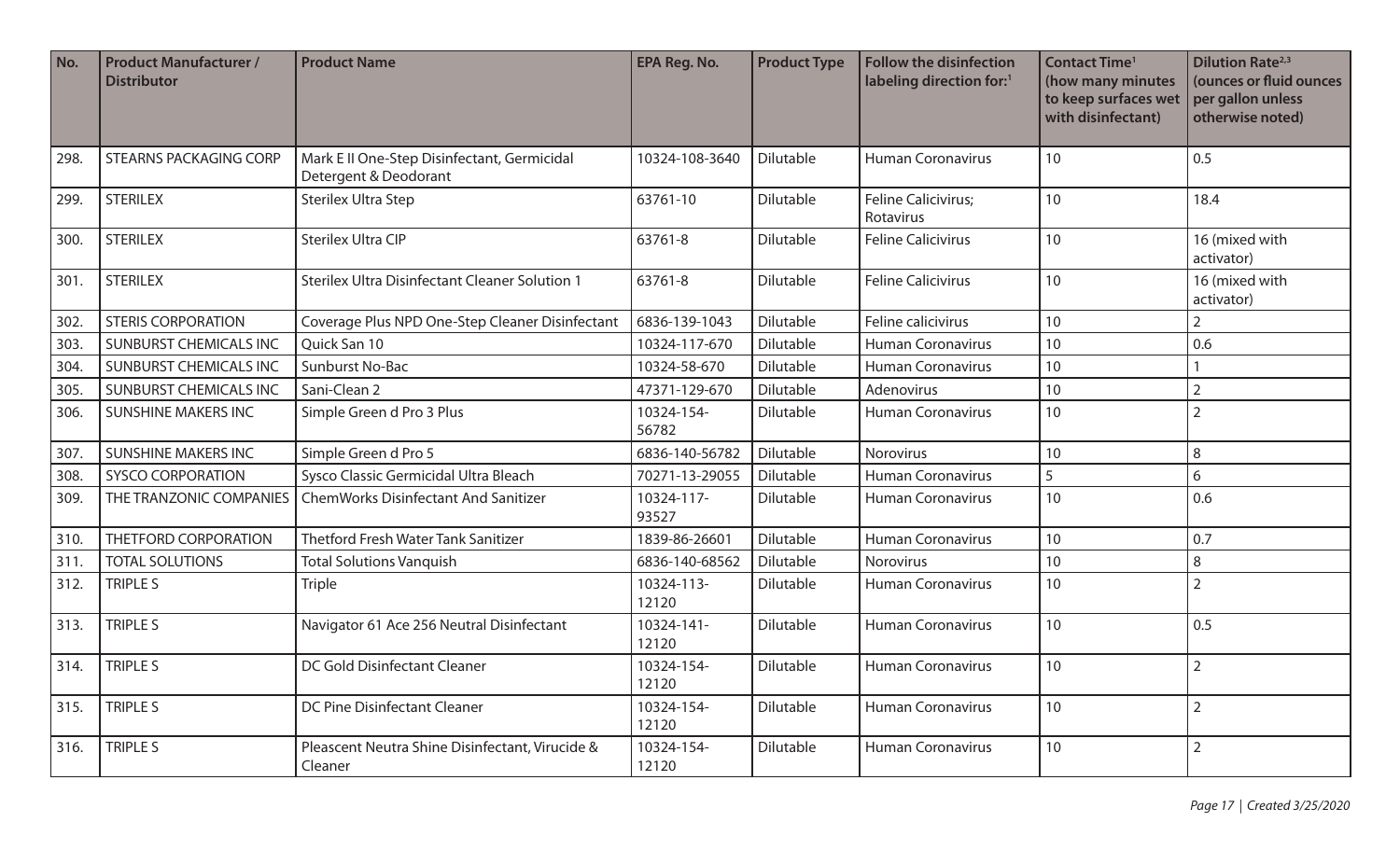| No. | Product Manufacturer / Distributor | Product Name | EPA Reg. No. | Product Type | Follow the disinfection labeling direction for:[1] | Contact Time[1] (how many minutes to keep surfaces wet with disinfectant) | Dilution Rate[2,3] (ounces or fluid ounces per gallon unless otherwise noted) |
|---|---|---|---|---|---|---|---|
| 298. | STEARNS PACKAGING CORP | Mark E II One-Step Disinfectant, Germicidal Detergent & Deodorant | 10324-108-3640 | Dilutable | Human Coronavirus | 10 | 0.5 |
| 299. | STERILEX | Sterilex Ultra Step | 63761-10 | Dilutable | Feline Calicivirus; Rotavirus | 10 | 18.4 |
| 300. | STERILEX | Sterilex Ultra CIP | 63761-8 | Dilutable | Feline Calicivirus | 10 | 16 (mixed with activator) |
| 301. | STERILEX | Sterilex Ultra Disinfectant Cleaner Solution 1 | 63761-8 | Dilutable | Feline Calicivirus | 10 | 16 (mixed with activator) |
| 302. | STERIS CORPORATION | Coverage Plus NPD One-Step Cleaner Disinfectant | 6836-139-1043 | Dilutable | Feline calicivirus | 10 | 2 |
| 303. | SUNBURST CHEMICALS INC | Quick San 10 | 10324-117-670 | Dilutable | Human Coronavirus | 10 | 0.6 |
| 304. | SUNBURST CHEMICALS INC | Sunburst No-Bac | 10324-58-670 | Dilutable | Human Coronavirus | 10 | 1 |
| 305. | SUNBURST CHEMICALS INC | Sani-Clean 2 | 47371-129-670 | Dilutable | Adenovirus | 10 | 2 |
| 306. | SUNSHINE MAKERS INC | Simple Green d Pro 3 Plus | 10324-154-56782 | Dilutable | Human Coronavirus | 10 | 2 |
| 307. | SUNSHINE MAKERS INC | Simple Green d Pro 5 | 6836-140-56782 | Dilutable | Norovirus | 10 | 8 |
| 308. | SYSCO CORPORATION | Sysco Classic Germicidal Ultra Bleach | 70271-13-29055 | Dilutable | Human Coronavirus | 5 | 6 |
| 309. | THE TRANZONIC COMPANIES | ChemWorks Disinfectant And Sanitizer | 10324-117-93527 | Dilutable | Human Coronavirus | 10 | 0.6 |
| 310. | THETFORD CORPORATION | Thetford Fresh Water Tank Sanitizer | 1839-86-26601 | Dilutable | Human Coronavirus | 10 | 0.7 |
| 311. | TOTAL SOLUTIONS | Total Solutions Vanquish | 6836-140-68562 | Dilutable | Norovirus | 10 | 8 |
| 312. | TRIPLE S | Triple | 10324-113-12120 | Dilutable | Human Coronavirus | 10 | 2 |
| 313. | TRIPLE S | Navigator 61 Ace 256 Neutral Disinfectant | 10324-141-12120 | Dilutable | Human Coronavirus | 10 | 0.5 |
| 314. | TRIPLE S | DC Gold Disinfectant Cleaner | 10324-154-12120 | Dilutable | Human Coronavirus | 10 | 2 |
| 315. | TRIPLE S | DC Pine Disinfectant Cleaner | 10324-154-12120 | Dilutable | Human Coronavirus | 10 | 2 |
| 316. | TRIPLE S | Pleascent Neutra Shine Disinfectant, Virucide & Cleaner | 10324-154-12120 | Dilutable | Human Coronavirus | 10 | 2 |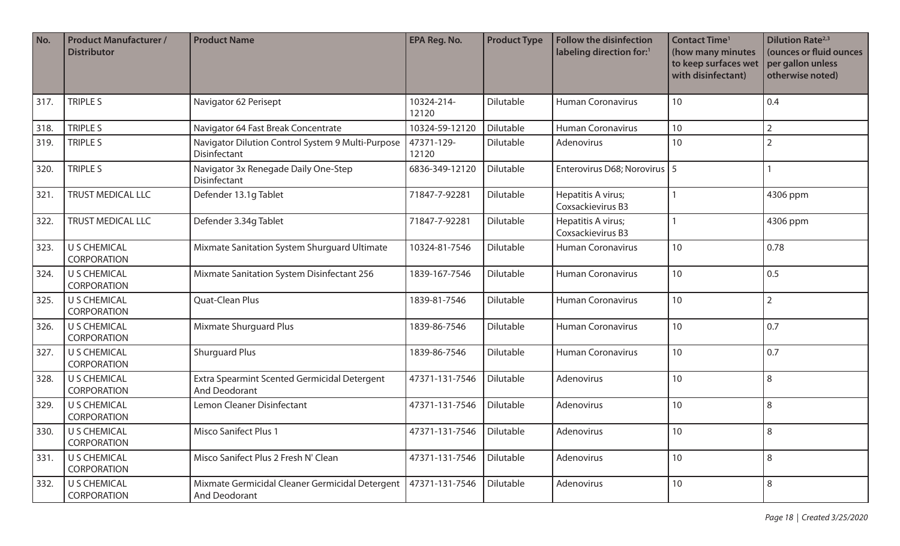| No. | Product Manufacturer / Distributor | Product Name | EPA Reg. No. | Product Type | Follow the disinfection labeling direction for:[1] | Contact Time[1] (how many minutes to keep surfaces wet with disinfectant) | Dilution Rate[2,3] (ounces or fluid ounces per gallon unless otherwise noted) |
|---|---|---|---|---|---|---|---|
| 317. | TRIPLE S | Navigator 62 Perisept | 10324-214-12120 | Dilutable | Human Coronavirus | 10 | 0.4 |
| 318. | TRIPLE S | Navigator 64 Fast Break Concentrate | 10324-59-12120 | Dilutable | Human Coronavirus | 10 | 2 |
| 319. | TRIPLE S | Navigator Dilution Control System 9 Multi-Purpose Disinfectant | 47371-129-12120 | Dilutable | Adenovirus | 10 | 2 |
| 320. | TRIPLE S | Navigator 3x Renegade Daily One-Step Disinfectant | 6836-349-12120 | Dilutable | Enterovirus D68; Norovirus | 5 | 1 |
| 321. | TRUST MEDICAL LLC | Defender 13.1g Tablet | 71847-7-92281 | Dilutable | Hepatitis A virus; Coxsackievirus B3 | 1 | 4306 ppm |
| 322. | TRUST MEDICAL LLC | Defender 3.34g Tablet | 71847-7-92281 | Dilutable | Hepatitis A virus; Coxsackievirus B3 | 1 | 4306 ppm |
| 323. | U S CHEMICAL CORPORATION | Mixmate Sanitation System Shurguard Ultimate | 10324-81-7546 | Dilutable | Human Coronavirus | 10 | 0.78 |
| 324. | U S CHEMICAL CORPORATION | Mixmate Sanitation System Disinfectant 256 | 1839-167-7546 | Dilutable | Human Coronavirus | 10 | 0.5 |
| 325. | U S CHEMICAL CORPORATION | Quat-Clean Plus | 1839-81-7546 | Dilutable | Human Coronavirus | 10 | 2 |
| 326. | U S CHEMICAL CORPORATION | Mixmate Shurguard Plus | 1839-86-7546 | Dilutable | Human Coronavirus | 10 | 0.7 |
| 327. | U S CHEMICAL CORPORATION | Shurguard Plus | 1839-86-7546 | Dilutable | Human Coronavirus | 10 | 0.7 |
| 328. | U S CHEMICAL CORPORATION | Extra Spearmint Scented Germicidal Detergent And Deodorant | 47371-131-7546 | Dilutable | Adenovirus | 10 | 8 |
| 329. | U S CHEMICAL CORPORATION | Lemon Cleaner Disinfectant | 47371-131-7546 | Dilutable | Adenovirus | 10 | 8 |
| 330. | U S CHEMICAL CORPORATION | Misco Sanifect Plus 1 | 47371-131-7546 | Dilutable | Adenovirus | 10 | 8 |
| 331. | U S CHEMICAL CORPORATION | Misco Sanifect Plus 2 Fresh N' Clean | 47371-131-7546 | Dilutable | Adenovirus | 10 | 8 |
| 332. | U S CHEMICAL CORPORATION | Mixmate Germicidal Cleaner Germicidal Detergent And Deodorant | 47371-131-7546 | Dilutable | Adenovirus | 10 | 8 |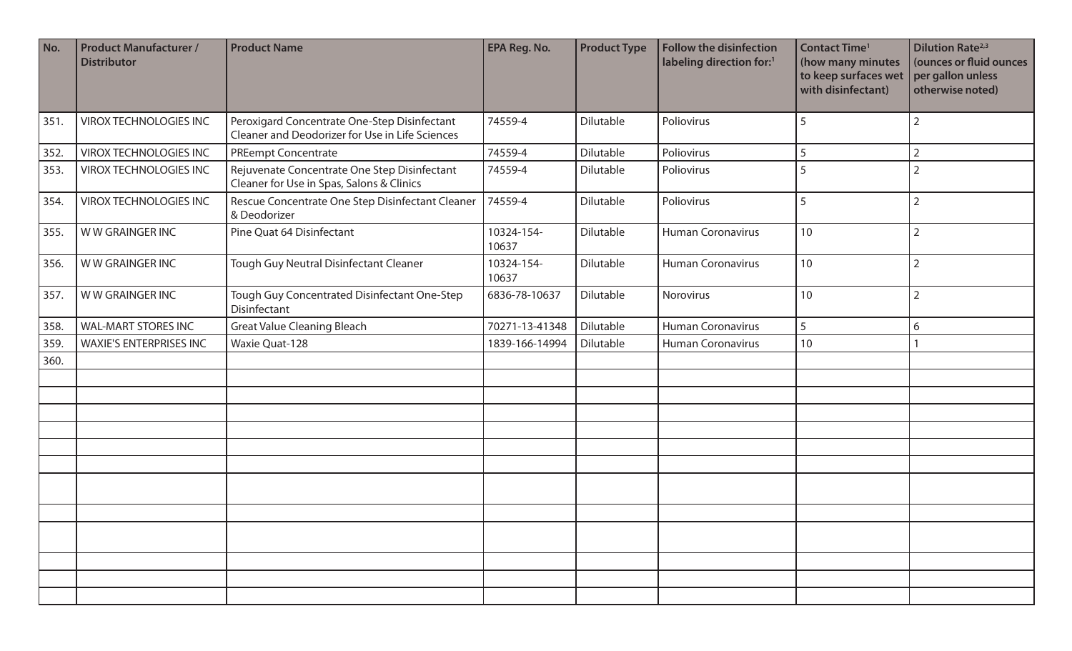| No. | Product Manufacturer / Distributor | Product Name | EPA Reg. No. | Product Type | Follow the disinfection labeling direction for:[1] | Contact Time[1] (how many minutes to keep surfaces wet with disinfectant) | Dilution Rate[2,3] (ounces or fluid ounces per gallon unless otherwise noted) |
|---|---|---|---|---|---|---|---|
| 351. | VIROX TECHNOLOGIES INC | Peroxigard Concentrate One-Step Disinfectant Cleaner and Deodorizer for Use in Life Sciences | 74559-4 | Dilutable | Poliovirus | 5 | 2 |
| 352. | VIROX TECHNOLOGIES INC | PREempt Concentrate | 74559-4 | Dilutable | Poliovirus | 5 | 2 |
| 353. | VIROX TECHNOLOGIES INC | Rejuvenate Concentrate One Step Disinfectant Cleaner for Use in Spas, Salons & Clinics | 74559-4 | Dilutable | Poliovirus | 5 | 2 |
| 354. | VIROX TECHNOLOGIES INC | Rescue Concentrate One Step Disinfectant Cleaner & Deodorizer | 74559-4 | Dilutable | Poliovirus | 5 | 2 |
| 355. | W W GRAINGER INC | Pine Quat 64 Disinfectant | 10324-154-10637 | Dilutable | Human Coronavirus | 10 | 2 |
| 356. | W W GRAINGER INC | Tough Guy Neutral Disinfectant Cleaner | 10324-154-10637 | Dilutable | Human Coronavirus | 10 | 2 |
| 357. | W W GRAINGER INC | Tough Guy Concentrated Disinfectant One-Step Disinfectant | 6836-78-10637 | Dilutable | Norovirus | 10 | 2 |
| 358. | WAL-MART STORES INC | Great Value Cleaning Bleach | 70271-13-41348 | Dilutable | Human Coronavirus | 5 | 6 |
| 359. | WAXIE'S ENTERPRISES INC | Waxie Quat-128 | 1839-166-14994 | Dilutable | Human Coronavirus | 10 | 1 |
| 360. | | | | | | | |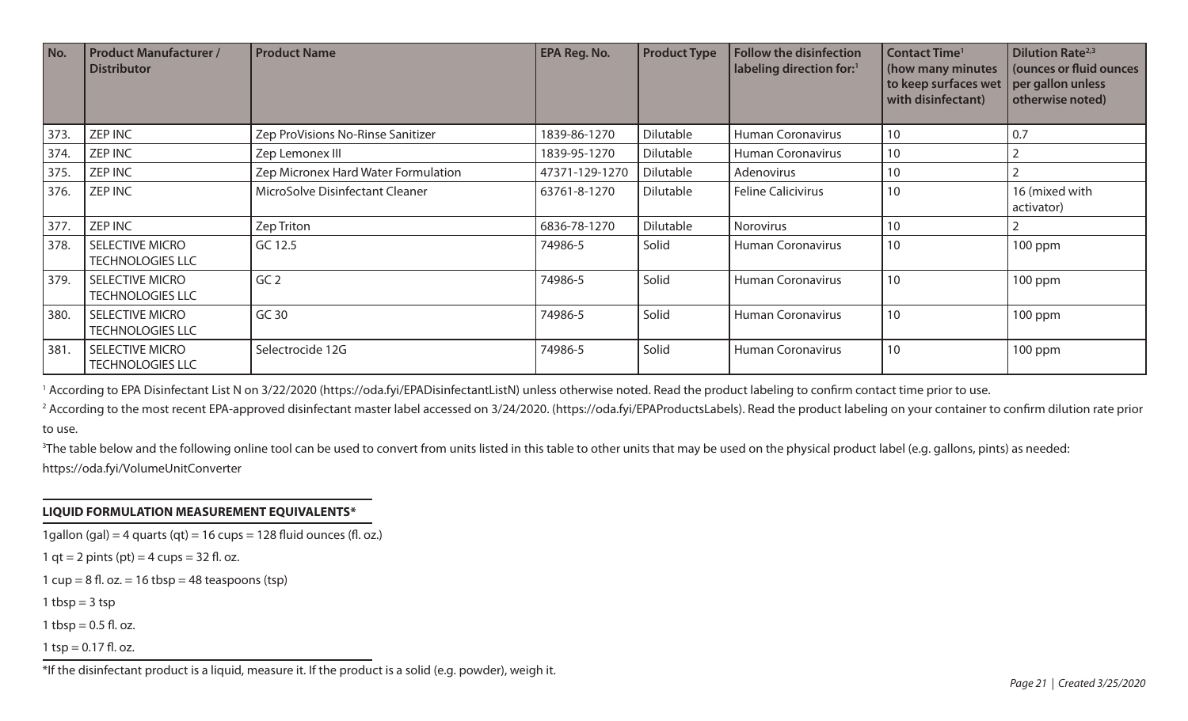| No. | Product Manufacturer / Distributor | Product Name | EPA Reg. No. | Product Type | Follow the disinfection labeling direction for:[1] | Contact Time[1] (how many minutes to keep surfaces wet with disinfectant) | Dilution Rate[2,3] (ounces or fluid ounces per gallon unless otherwise noted) |
|---|---|---|---|---|---|---|---|
| 373. | ZEP INC | Zep ProVisions No-Rinse Sanitizer | 1839-86-1270 | Dilutable | Human Coronavirus | 10 | 0.7 |
| 374. | ZEP INC | Zep Lemonex III | 1839-95-1270 | Dilutable | Human Coronavirus | 10 | 2 |
| 375. | ZEP INC | Zep Micronex Hard Water Formulation | 47371-129-1270 | Dilutable | Adenovirus | 10 | 2 |
| 376. | ZEP INC | MicroSolve Disinfectant Cleaner | 63761-8-1270 | Dilutable | Feline Calicivirus | 10 | 16 (mixed with activator) |
| 377. | ZEP INC | Zep Triton | 6836-78-1270 | Dilutable | Norovirus | 10 | 2 |
| 378. | SELECTIVE MICRO TECHNOLOGIES LLC | GC 12.5 | 74986-5 | Solid | Human Coronavirus | 10 | 100 ppm |
| 379. | SELECTIVE MICRO TECHNOLOGIES LLC | GC 2 | 74986-5 | Solid | Human Coronavirus | 10 | 100 ppm |
| 380. | SELECTIVE MICRO TECHNOLOGIES LLC | GC 30 | 74986-5 | Solid | Human Coronavirus | 10 | 100 ppm |
| 381. | SELECTIVE MICRO TECHNOLOGIES LLC | Selectrocide 12G | 74986-5 | Solid | Human Coronavirus | 10 | 100 ppm |

[1] According to EPA Disinfectant List N on 3/22/2020 (https://oda.fyi/EPADisinfectantListN) unless otherwise noted. Read the product labeling to confirm contact time prior to use.

[2] According to the most recent EPA-approved disinfectant master label accessed on 3/24/2020. (https://oda.fyi/EPAProductsLabels). Read the product labeling on your container to confirm dilution rate prior to use.

[3] The table below and the following online tool can be used to convert from units listed in this table to other units that may be used on the physical product label (e.g. gallons, pints) as needed: https://oda.fyi/VolumeUnitConverter

**LIQUID FORMULATION MEASUREMENT EQUIVALENTS***

1gallon (gal) = 4 quarts (qt) = 16 cups = 128 fluid ounces (fl. oz.)

1 qt = 2 pints (pt) = 4 cups = 32 fl. oz.

1 cup = 8 fl. oz. = 16 tbsp = 48 teaspoons (tsp)

1 tbsp = 3 tsp

1 tbsp = 0.5 fl. oz.

1 tsp = 0.17 fl. oz.

*If the disinfectant product is a liquid, measure it. If the product is a solid (e.g. powder), weigh it.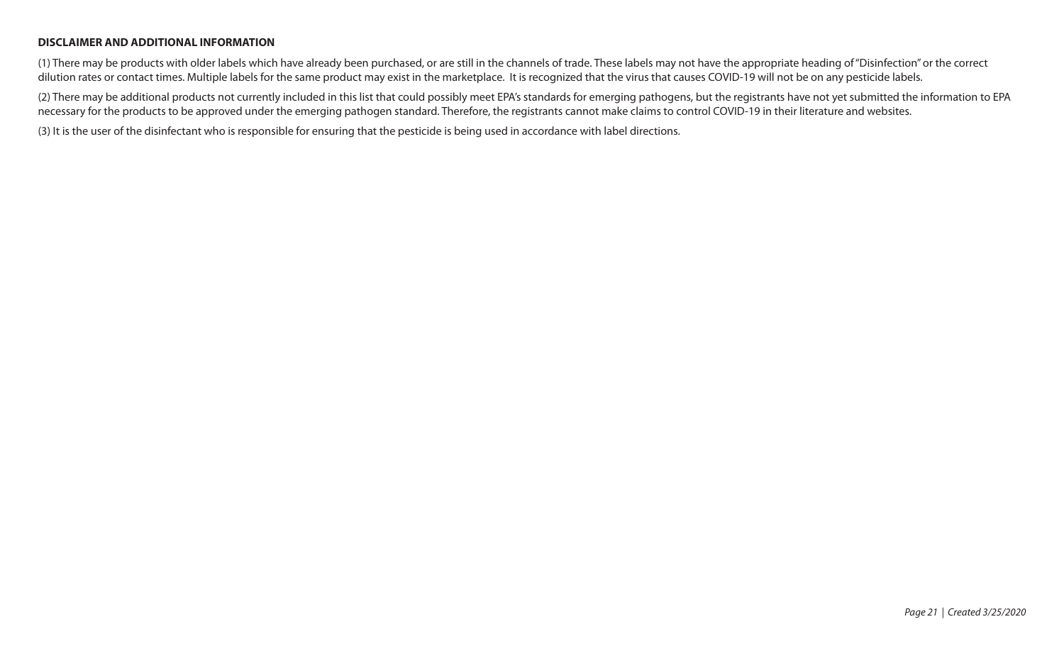**DISCLAIMER AND ADDITIONAL INFORMATION**

(1) There may be products with older labels which have already been purchased, or are still in the channels of trade. These labels may not have the appropriate heading of "Disinfection" or the correct dilution rates or contact times. Multiple labels for the same product may exist in the marketplace. It is recognized that the virus that causes COVID-19 will not be on any pesticide labels.

(2) There may be additional products not currently included in this list that could possibly meet EPA's standards for emerging pathogens, but the registrants have not yet submitted the information to EPA necessary for the products to be approved under the emerging pathogen standard. Therefore, the registrants cannot make claims to control COVID-19 in their literature and websites.

(3) It is the user of the disinfectant who is responsible for ensuring that the pesticide is being used in accordance with label directions.